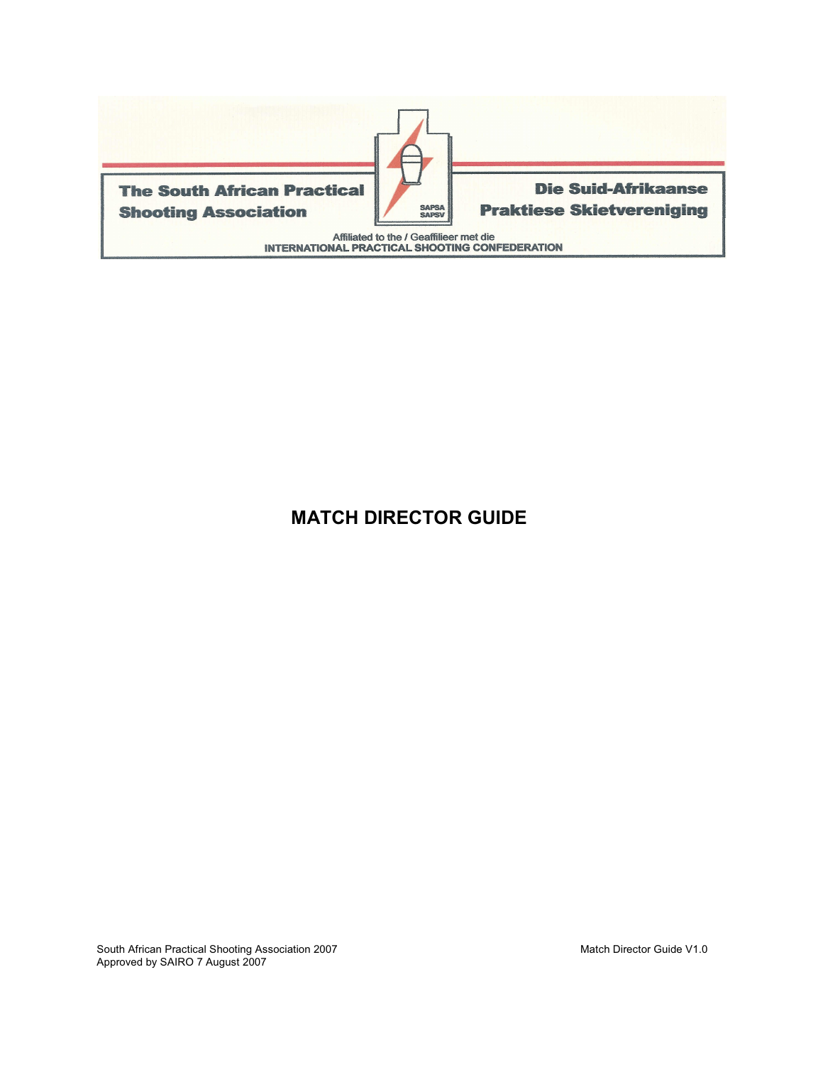The South African Practical Shooting Association

Die Suid-Afrikaanse Praktiese Skietvereniging

SAPSA
SAPSV

Affiliated to the / Geaffilieer met die
INTERNATIONAL PRACTICAL SHOOTING CONFEDERATION

# MATCH DIRECTOR GUIDE

South African Practical Shooting Association 2007
Approved by SAIRO 7 August 2007

Match Director Guide V1.0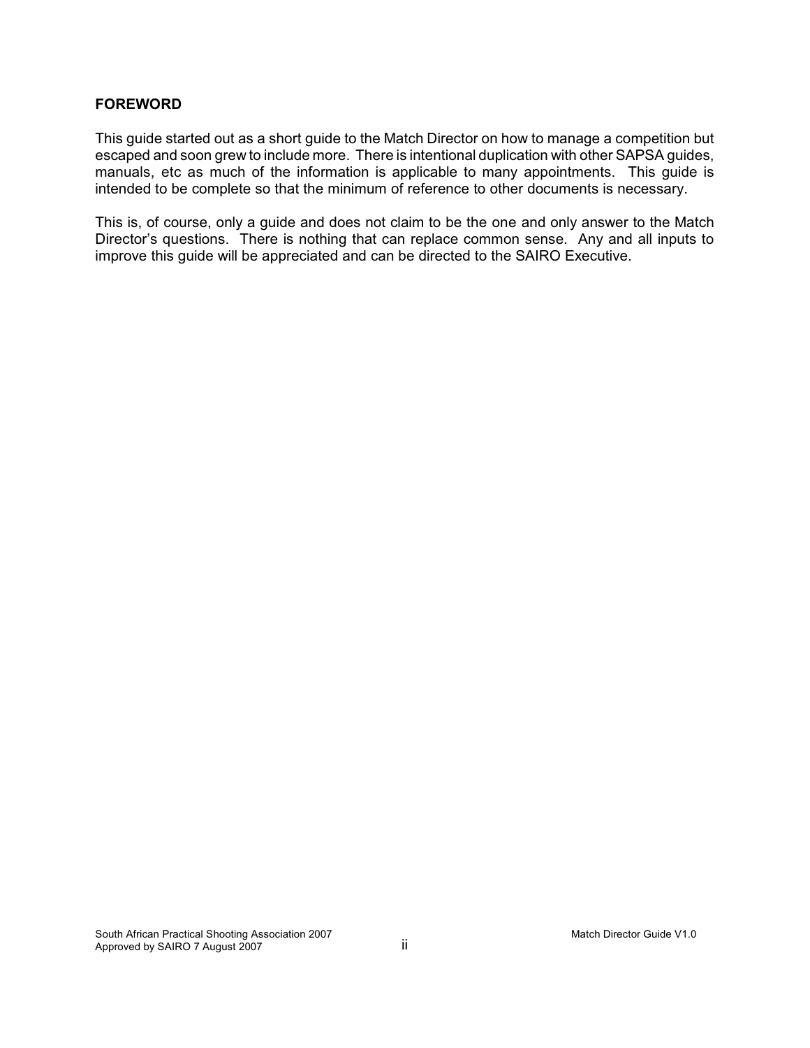## FOREWORD

This guide started out as a short guide to the Match Director on how to manage a competition but escaped and soon grew to include more. There is intentional duplication with other SAPSA guides, manuals, etc as much of the information is applicable to many appointments. This guide is intended to be complete so that the minimum of reference to other documents is necessary.

This is, of course, only a guide and does not claim to be the one and only answer to the Match Director's questions. There is nothing that can replace common sense. Any and all inputs to improve this guide will be appreciated and can be directed to the SAIRO Executive.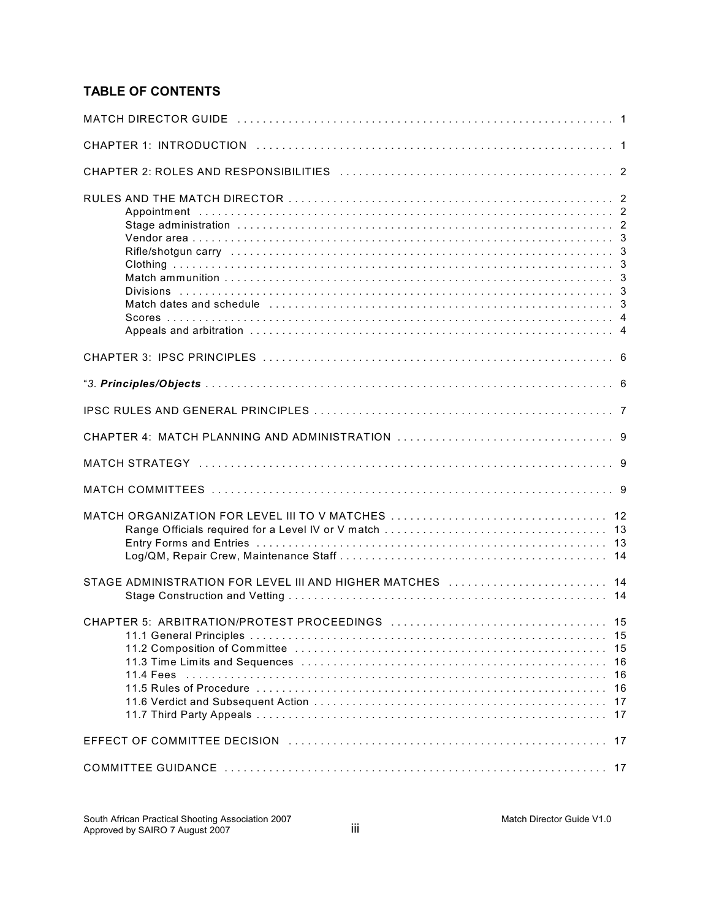# TABLE OF CONTENTS

MATCH DIRECTOR GUIDE . . . . . . . . . . . . . . . . . . . . . . . . . . . . . . . . . . . . . . . . . . . . . . . . . . . . . . . . . . 1

CHAPTER 1: INTRODUCTION . . . . . . . . . . . . . . . . . . . . . . . . . . . . . . . . . . . . . . . . . . . . . . . . . . . . . . 1

CHAPTER 2: ROLES AND RESPONSIBILITIES . . . . . . . . . . . . . . . . . . . . . . . . . . . . . . . . . . . . . . . . . . 2

RULES AND THE MATCH DIRECTOR . . . . . . . . . . . . . . . . . . . . . . . . . . . . . . . . . . . . . . . . . . . . . . . . . 2
- Appointment . . . . . . . . . . . . . . . . . . . . . . . . . . . . . . . . . . . . . . . . . . . . . . . . . . . . . . . . . . . . . 2
- Stage administration . . . . . . . . . . . . . . . . . . . . . . . . . . . . . . . . . . . . . . . . . . . . . . . . . . . . . . . . 2
- Vendor area . . . . . . . . . . . . . . . . . . . . . . . . . . . . . . . . . . . . . . . . . . . . . . . . . . . . . . . . . . . . . . 3
- Rifle/shotgun carry . . . . . . . . . . . . . . . . . . . . . . . . . . . . . . . . . . . . . . . . . . . . . . . . . . . . . . . . . 3
- Clothing . . . . . . . . . . . . . . . . . . . . . . . . . . . . . . . . . . . . . . . . . . . . . . . . . . . . . . . . . . . . . . . . . 3
- Match ammunition . . . . . . . . . . . . . . . . . . . . . . . . . . . . . . . . . . . . . . . . . . . . . . . . . . . . . . . . . . 3
- Divisions . . . . . . . . . . . . . . . . . . . . . . . . . . . . . . . . . . . . . . . . . . . . . . . . . . . . . . . . . . . . . . . . . 3
- Match dates and schedule . . . . . . . . . . . . . . . . . . . . . . . . . . . . . . . . . . . . . . . . . . . . . . . . . . . . 3
- Scores . . . . . . . . . . . . . . . . . . . . . . . . . . . . . . . . . . . . . . . . . . . . . . . . . . . . . . . . . . . . . . . . . . 4
- Appeals and arbitration . . . . . . . . . . . . . . . . . . . . . . . . . . . . . . . . . . . . . . . . . . . . . . . . . . . . . . 4

CHAPTER 3: IPSC PRINCIPLES . . . . . . . . . . . . . . . . . . . . . . . . . . . . . . . . . . . . . . . . . . . . . . . . . . . . . 6

"*3. **Principles/Objects*** . . . . . . . . . . . . . . . . . . . . . . . . . . . . . . . . . . . . . . . . . . . . . . . . . . . . . . . . . 6

IPSC RULES AND GENERAL PRINCIPLES . . . . . . . . . . . . . . . . . . . . . . . . . . . . . . . . . . . . . . . . . . . . . . 7

CHAPTER 4: MATCH PLANNING AND ADMINISTRATION . . . . . . . . . . . . . . . . . . . . . . . . . . . . . . . . . 9

MATCH STRATEGY . . . . . . . . . . . . . . . . . . . . . . . . . . . . . . . . . . . . . . . . . . . . . . . . . . . . . . . . . . . . . . 9

MATCH COMMITTEES . . . . . . . . . . . . . . . . . . . . . . . . . . . . . . . . . . . . . . . . . . . . . . . . . . . . . . . . . . . . 9

MATCH ORGANIZATION FOR LEVEL III TO V MATCHES . . . . . . . . . . . . . . . . . . . . . . . . . . . . . . . . . 12
- Range Officials required for a Level IV or V match . . . . . . . . . . . . . . . . . . . . . . . . . . . . . . . . . . 13
- Entry Forms and Entries . . . . . . . . . . . . . . . . . . . . . . . . . . . . . . . . . . . . . . . . . . . . . . . . . . . . . 13
- Log/QM, Repair Crew, Maintenance Staff . . . . . . . . . . . . . . . . . . . . . . . . . . . . . . . . . . . . . . . . 14

STAGE ADMINISTRATION FOR LEVEL III AND HIGHER MATCHES . . . . . . . . . . . . . . . . . . . . . . . . 14
- Stage Construction and Vetting . . . . . . . . . . . . . . . . . . . . . . . . . . . . . . . . . . . . . . . . . . . . . . . . 14

CHAPTER 5: ARBITRATION/PROTEST PROCEEDINGS . . . . . . . . . . . . . . . . . . . . . . . . . . . . . . . . . . 15
- 11.1 General Principles . . . . . . . . . . . . . . . . . . . . . . . . . . . . . . . . . . . . . . . . . . . . . . . . . . . . . . 15
- 11.2 Composition of Committee . . . . . . . . . . . . . . . . . . . . . . . . . . . . . . . . . . . . . . . . . . . . . . . . 15
- 11.3 Time Limits and Sequences . . . . . . . . . . . . . . . . . . . . . . . . . . . . . . . . . . . . . . . . . . . . . . . 16
- 11.4 Fees . . . . . . . . . . . . . . . . . . . . . . . . . . . . . . . . . . . . . . . . . . . . . . . . . . . . . . . . . . . . . . . . 16
- 11.5 Rules of Procedure . . . . . . . . . . . . . . . . . . . . . . . . . . . . . . . . . . . . . . . . . . . . . . . . . . . . . . 16
- 11.6 Verdict and Subsequent Action . . . . . . . . . . . . . . . . . . . . . . . . . . . . . . . . . . . . . . . . . . . . . 17
- 11.7 Third Party Appeals . . . . . . . . . . . . . . . . . . . . . . . . . . . . . . . . . . . . . . . . . . . . . . . . . . . . . 17

EFFECT OF COMMITTEE DECISION . . . . . . . . . . . . . . . . . . . . . . . . . . . . . . . . . . . . . . . . . . . . . . . . 17

COMMITTEE GUIDANCE . . . . . . . . . . . . . . . . . . . . . . . . . . . . . . . . . . . . . . . . . . . . . . . . . . . . . . . . . 17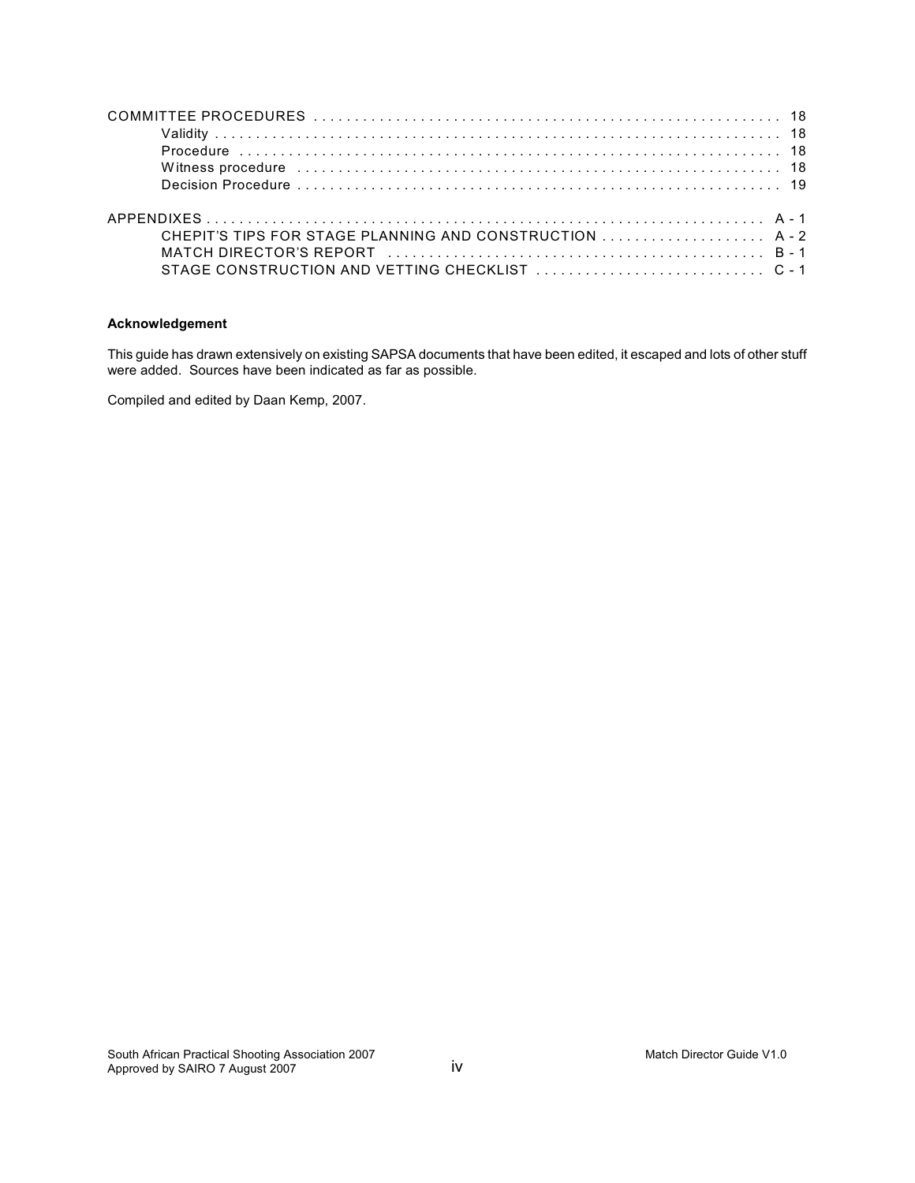COMMITTEE PROCEDURES . . . . . . . . . . . . . . . . . . . . . . . . . . . . . . . . . . . . . . . . . . . . . . . . . . . . . . . . 18
  Validity . . . . . . . . . . . . . . . . . . . . . . . . . . . . . . . . . . . . . . . . . . . . . . . . . . . . . . . . . . . . . . . . . . 18
  Procedure . . . . . . . . . . . . . . . . . . . . . . . . . . . . . . . . . . . . . . . . . . . . . . . . . . . . . . . . . . . . . . . 18
  Witness procedure . . . . . . . . . . . . . . . . . . . . . . . . . . . . . . . . . . . . . . . . . . . . . . . . . . . . . . . . . 18
  Decision Procedure . . . . . . . . . . . . . . . . . . . . . . . . . . . . . . . . . . . . . . . . . . . . . . . . . . . . . . . . 19

APPENDIXES . . . . . . . . . . . . . . . . . . . . . . . . . . . . . . . . . . . . . . . . . . . . . . . . . . . . . . . . . . . . . . . A - 1
  CHEPIT'S TIPS FOR STAGE PLANNING AND CONSTRUCTION . . . . . . . . . . . . . . . . . . . A - 2
  MATCH DIRECTOR'S REPORT . . . . . . . . . . . . . . . . . . . . . . . . . . . . . . . . . . . . . . . . . . . . B - 1
  STAGE CONSTRUCTION AND VETTING CHECKLIST . . . . . . . . . . . . . . . . . . . . . . . . . . C - 1

**Acknowledgement**

This guide has drawn extensively on existing SAPSA documents that have been edited, it escaped and lots of other stuff were added. Sources have been indicated as far as possible.

Compiled and edited by Daan Kemp, 2007.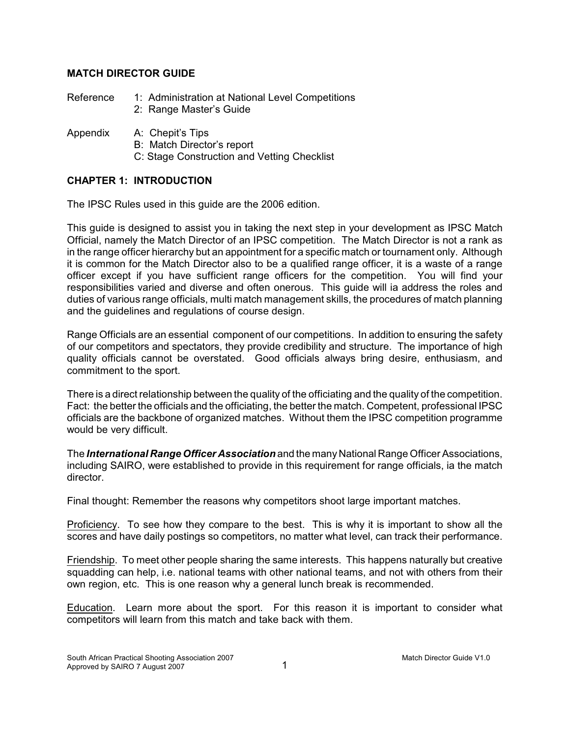## MATCH DIRECTOR GUIDE

Reference 1: Administration at National Level Competitions
2: Range Master's Guide

Appendix A: Chepit's Tips
B: Match Director's report
C: Stage Construction and Vetting Checklist

## CHAPTER 1: INTRODUCTION

The IPSC Rules used in this guide are the 2006 edition.

This guide is designed to assist you in taking the next step in your development as IPSC Match Official, namely the Match Director of an IPSC competition. The Match Director is not a rank as in the range officer hierarchy but an appointment for a specific match or tournament only. Although it is common for the Match Director also to be a qualified range officer, it is a waste of a range officer except if you have sufficient range officers for the competition. You will find your responsibilities varied and diverse and often onerous. This guide will ia address the roles and duties of various range officials, multi match management skills, the procedures of match planning and the guidelines and regulations of course design.

Range Officials are an essential component of our competitions. In addition to ensuring the safety of our competitors and spectators, they provide credibility and structure. The importance of high quality officials cannot be overstated. Good officials always bring desire, enthusiasm, and commitment to the sport.

There is a direct relationship between the quality of the officiating and the quality of the competition. Fact: the better the officials and the officiating, the better the match. Competent, professional IPSC officials are the backbone of organized matches. Without them the IPSC competition programme would be very difficult.

The ***International Range Officer Association*** and the many National Range Officer Associations, including SAIRO, were established to provide in this requirement for range officials, ia the match director.

Final thought: Remember the reasons why competitors shoot large important matches.

Proficiency. To see how they compare to the best. This is why it is important to show all the scores and have daily postings so competitors, no matter what level, can track their performance.

Friendship. To meet other people sharing the same interests. This happens naturally but creative squadding can help, i.e. national teams with other national teams, and not with others from their own region, etc. This is one reason why a general lunch break is recommended.

Education. Learn more about the sport. For this reason it is important to consider what competitors will learn from this match and take back with them.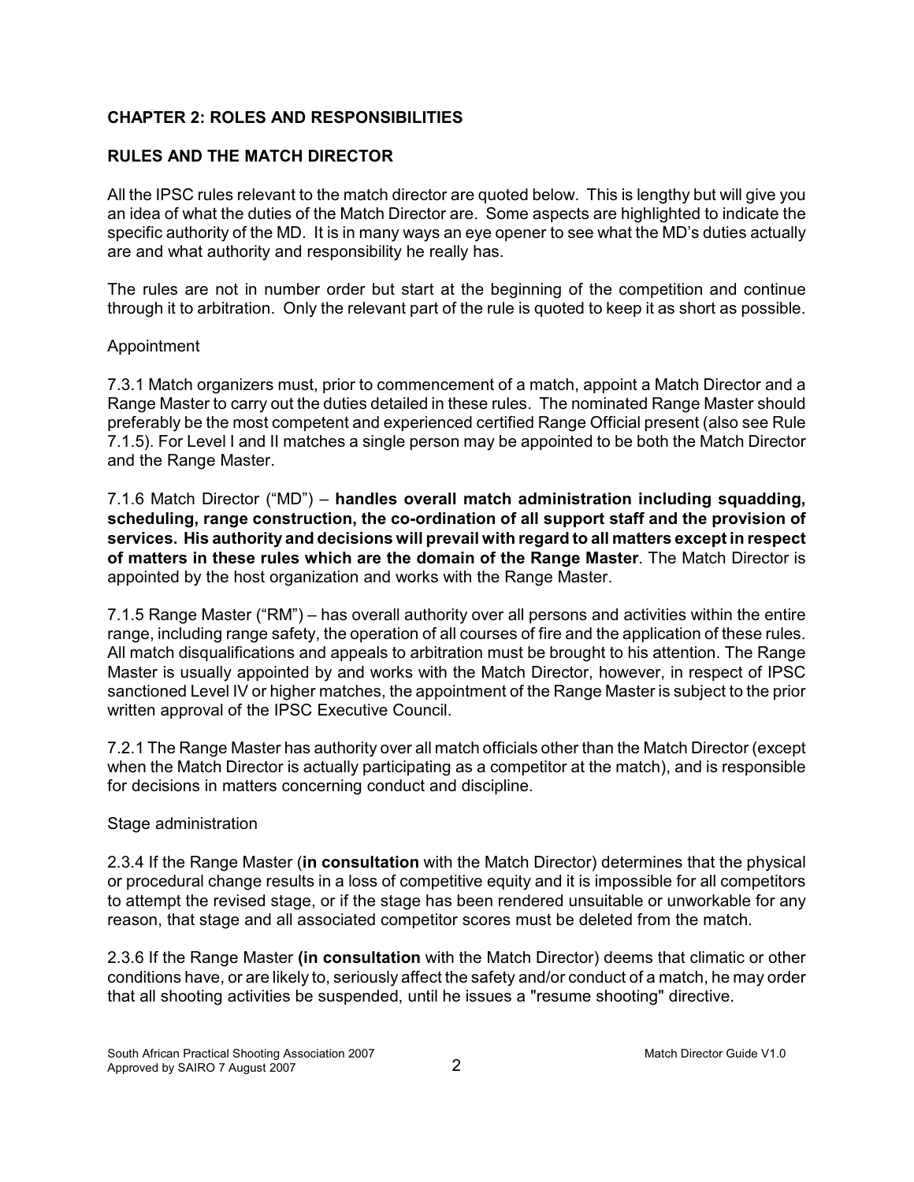## CHAPTER 2: ROLES AND RESPONSIBILITIES

### RULES AND THE MATCH DIRECTOR

All the IPSC rules relevant to the match director are quoted below. This is lengthy but will give you an idea of what the duties of the Match Director are. Some aspects are highlighted to indicate the specific authority of the MD. It is in many ways an eye opener to see what the MD's duties actually are and what authority and responsibility he really has.

The rules are not in number order but start at the beginning of the competition and continue through it to arbitration. Only the relevant part of the rule is quoted to keep it as short as possible.

Appointment

7.3.1 Match organizers must, prior to commencement of a match, appoint a Match Director and a Range Master to carry out the duties detailed in these rules. The nominated Range Master should preferably be the most competent and experienced certified Range Official present (also see Rule 7.1.5). For Level I and II matches a single person may be appointed to be both the Match Director and the Range Master.

7.1.6 Match Director ("MD") – **handles overall match administration including squadding, scheduling, range construction, the co-ordination of all support staff and the provision of services. His authority and decisions will prevail with regard to all matters except in respect of matters in these rules which are the domain of the Range Master**. The Match Director is appointed by the host organization and works with the Range Master.

7.1.5 Range Master ("RM") – has overall authority over all persons and activities within the entire range, including range safety, the operation of all courses of fire and the application of these rules. All match disqualifications and appeals to arbitration must be brought to his attention. The Range Master is usually appointed by and works with the Match Director, however, in respect of IPSC sanctioned Level IV or higher matches, the appointment of the Range Master is subject to the prior written approval of the IPSC Executive Council.

7.2.1 The Range Master has authority over all match officials other than the Match Director (except when the Match Director is actually participating as a competitor at the match), and is responsible for decisions in matters concerning conduct and discipline.

Stage administration

2.3.4 If the Range Master (**in consultation** with the Match Director) determines that the physical or procedural change results in a loss of competitive equity and it is impossible for all competitors to attempt the revised stage, or if the stage has been rendered unsuitable or unworkable for any reason, that stage and all associated competitor scores must be deleted from the match.

2.3.6 If the Range Master **(in consultation** with the Match Director) deems that climatic or other conditions have, or are likely to, seriously affect the safety and/or conduct of a match, he may order that all shooting activities be suspended, until he issues a "resume shooting" directive.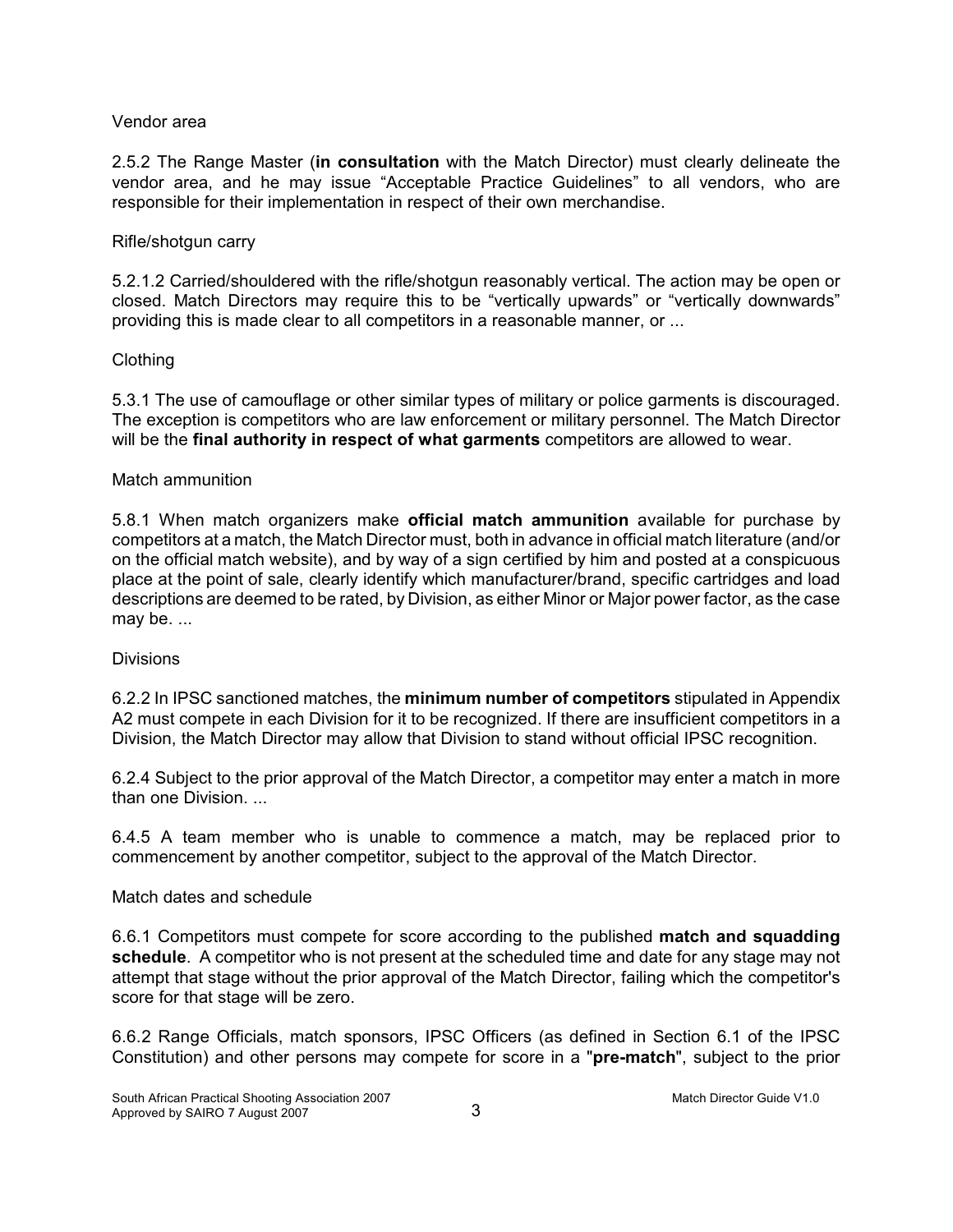Vendor area

2.5.2 The Range Master (**in consultation** with the Match Director) must clearly delineate the vendor area, and he may issue “Acceptable Practice Guidelines” to all vendors, who are responsible for their implementation in respect of their own merchandise.

Rifle/shotgun carry

5.2.1.2 Carried/shouldered with the rifle/shotgun reasonably vertical. The action may be open or closed. Match Directors may require this to be “vertically upwards” or “vertically downwards” providing this is made clear to all competitors in a reasonable manner, or ...

Clothing

5.3.1 The use of camouflage or other similar types of military or police garments is discouraged. The exception is competitors who are law enforcement or military personnel. The Match Director will be the **final authority in respect of what garments** competitors are allowed to wear.

Match ammunition

5.8.1 When match organizers make **official match ammunition** available for purchase by competitors at a match, the Match Director must, both in advance in official match literature (and/or on the official match website), and by way of a sign certified by him and posted at a conspicuous place at the point of sale, clearly identify which manufacturer/brand, specific cartridges and load descriptions are deemed to be rated, by Division, as either Minor or Major power factor, as the case may be. ...

Divisions

6.2.2 In IPSC sanctioned matches, the **minimum number of competitors** stipulated in Appendix A2 must compete in each Division for it to be recognized. If there are insufficient competitors in a Division, the Match Director may allow that Division to stand without official IPSC recognition.

6.2.4 Subject to the prior approval of the Match Director, a competitor may enter a match in more than one Division. ...

6.4.5 A team member who is unable to commence a match, may be replaced prior to commencement by another competitor, subject to the approval of the Match Director.

Match dates and schedule

6.6.1 Competitors must compete for score according to the published **match and squadding schedule**. A competitor who is not present at the scheduled time and date for any stage may not attempt that stage without the prior approval of the Match Director, failing which the competitor's score for that stage will be zero.

6.6.2 Range Officials, match sponsors, IPSC Officers (as defined in Section 6.1 of the IPSC Constitution) and other persons may compete for score in a "**pre-match**", subject to the prior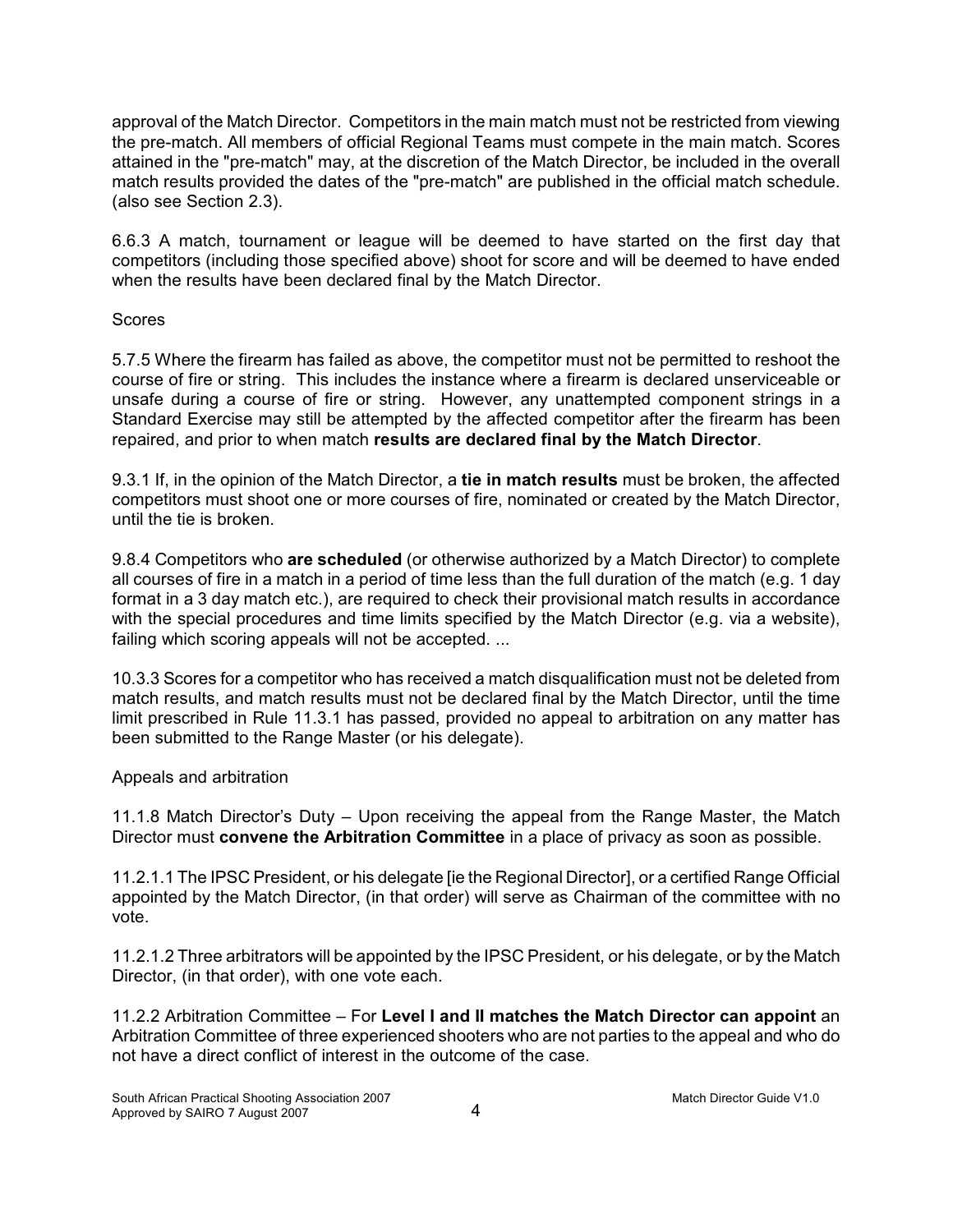approval of the Match Director. Competitors in the main match must not be restricted from viewing the pre-match. All members of official Regional Teams must compete in the main match. Scores attained in the "pre-match" may, at the discretion of the Match Director, be included in the overall match results provided the dates of the "pre-match" are published in the official match schedule. (also see Section 2.3).

6.6.3 A match, tournament or league will be deemed to have started on the first day that competitors (including those specified above) shoot for score and will be deemed to have ended when the results have been declared final by the Match Director.

Scores

5.7.5 Where the firearm has failed as above, the competitor must not be permitted to reshoot the course of fire or string. This includes the instance where a firearm is declared unserviceable or unsafe during a course of fire or string. However, any unattempted component strings in a Standard Exercise may still be attempted by the affected competitor after the firearm has been repaired, and prior to when match **results are declared final by the Match Director**.

9.3.1 If, in the opinion of the Match Director, a **tie in match results** must be broken, the affected competitors must shoot one or more courses of fire, nominated or created by the Match Director, until the tie is broken.

9.8.4 Competitors who **are scheduled** (or otherwise authorized by a Match Director) to complete all courses of fire in a match in a period of time less than the full duration of the match (e.g. 1 day format in a 3 day match etc.), are required to check their provisional match results in accordance with the special procedures and time limits specified by the Match Director (e.g. via a website), failing which scoring appeals will not be accepted. ...

10.3.3 Scores for a competitor who has received a match disqualification must not be deleted from match results, and match results must not be declared final by the Match Director, until the time limit prescribed in Rule 11.3.1 has passed, provided no appeal to arbitration on any matter has been submitted to the Range Master (or his delegate).

Appeals and arbitration

11.1.8 Match Director's Duty – Upon receiving the appeal from the Range Master, the Match Director must **convene the Arbitration Committee** in a place of privacy as soon as possible.

11.2.1.1 The IPSC President, or his delegate [ie the Regional Director], or a certified Range Official appointed by the Match Director, (in that order) will serve as Chairman of the committee with no vote.

11.2.1.2 Three arbitrators will be appointed by the IPSC President, or his delegate, or by the Match Director, (in that order), with one vote each.

11.2.2 Arbitration Committee – For **Level I and II matches the Match Director can appoint** an Arbitration Committee of three experienced shooters who are not parties to the appeal and who do not have a direct conflict of interest in the outcome of the case.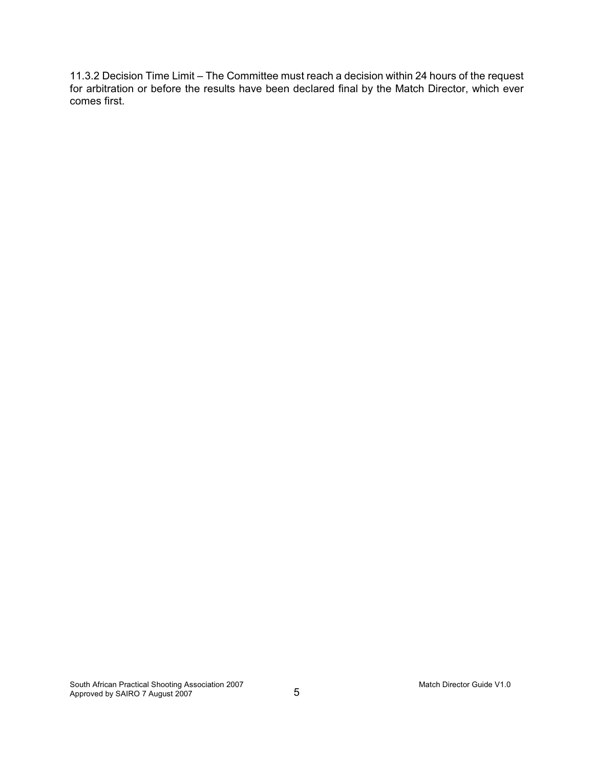11.3.2 Decision Time Limit – The Committee must reach a decision within 24 hours of the request for arbitration or before the results have been declared final by the Match Director, which ever comes first.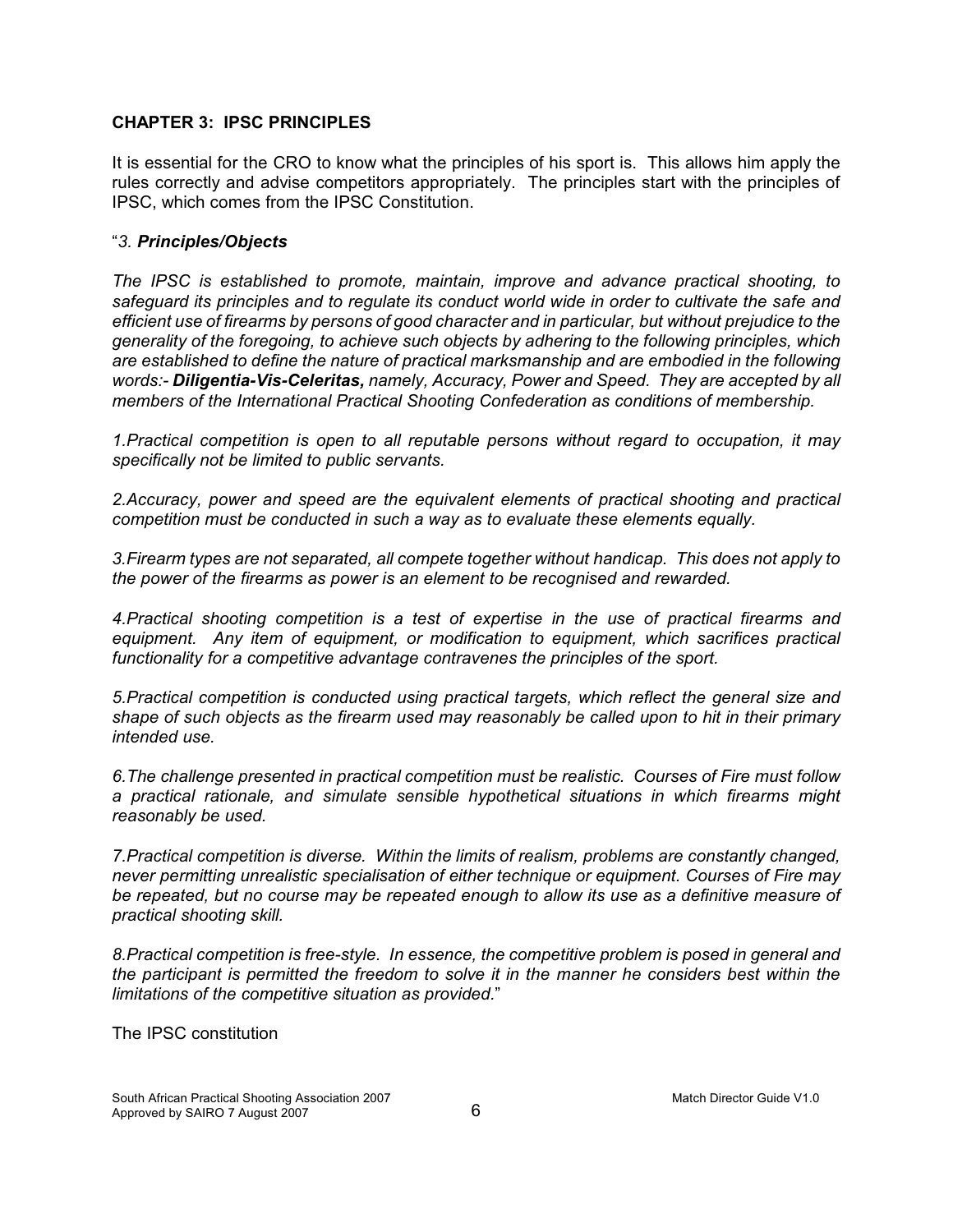### CHAPTER 3: IPSC PRINCIPLES

It is essential for the CRO to know what the principles of his sport is. This allows him apply the rules correctly and advise competitors appropriately. The principles start with the principles of IPSC, which comes from the IPSC Constitution.

"*3. **Principles/Objects***

*The IPSC is established to promote, maintain, improve and advance practical shooting, to safeguard its principles and to regulate its conduct world wide in order to cultivate the safe and efficient use of firearms by persons of good character and in particular, but without prejudice to the generality of the foregoing, to achieve such objects by adhering to the following principles, which are established to define the nature of practical marksmanship and are embodied in the following words:- **Diligentia-Vis-Celeritas,** namely, Accuracy, Power and Speed. They are accepted by all members of the International Practical Shooting Confederation as conditions of membership.*

*1.Practical competition is open to all reputable persons without regard to occupation, it may specifically not be limited to public servants.*

*2.Accuracy, power and speed are the equivalent elements of practical shooting and practical competition must be conducted in such a way as to evaluate these elements equally.*

*3.Firearm types are not separated, all compete together without handicap. This does not apply to the power of the firearms as power is an element to be recognised and rewarded.*

*4.Practical shooting competition is a test of expertise in the use of practical firearms and equipment. Any item of equipment, or modification to equipment, which sacrifices practical functionality for a competitive advantage contravenes the principles of the sport.*

*5.Practical competition is conducted using practical targets, which reflect the general size and shape of such objects as the firearm used may reasonably be called upon to hit in their primary intended use.*

*6.The challenge presented in practical competition must be realistic. Courses of Fire must follow a practical rationale, and simulate sensible hypothetical situations in which firearms might reasonably be used.*

*7.Practical competition is diverse. Within the limits of realism, problems are constantly changed, never permitting unrealistic specialisation of either technique or equipment. Courses of Fire may be repeated, but no course may be repeated enough to allow its use as a definitive measure of practical shooting skill.*

*8.Practical competition is free-style. In essence, the competitive problem is posed in general and the participant is permitted the freedom to solve it in the manner he considers best within the limitations of the competitive situation as provided.*"

The IPSC constitution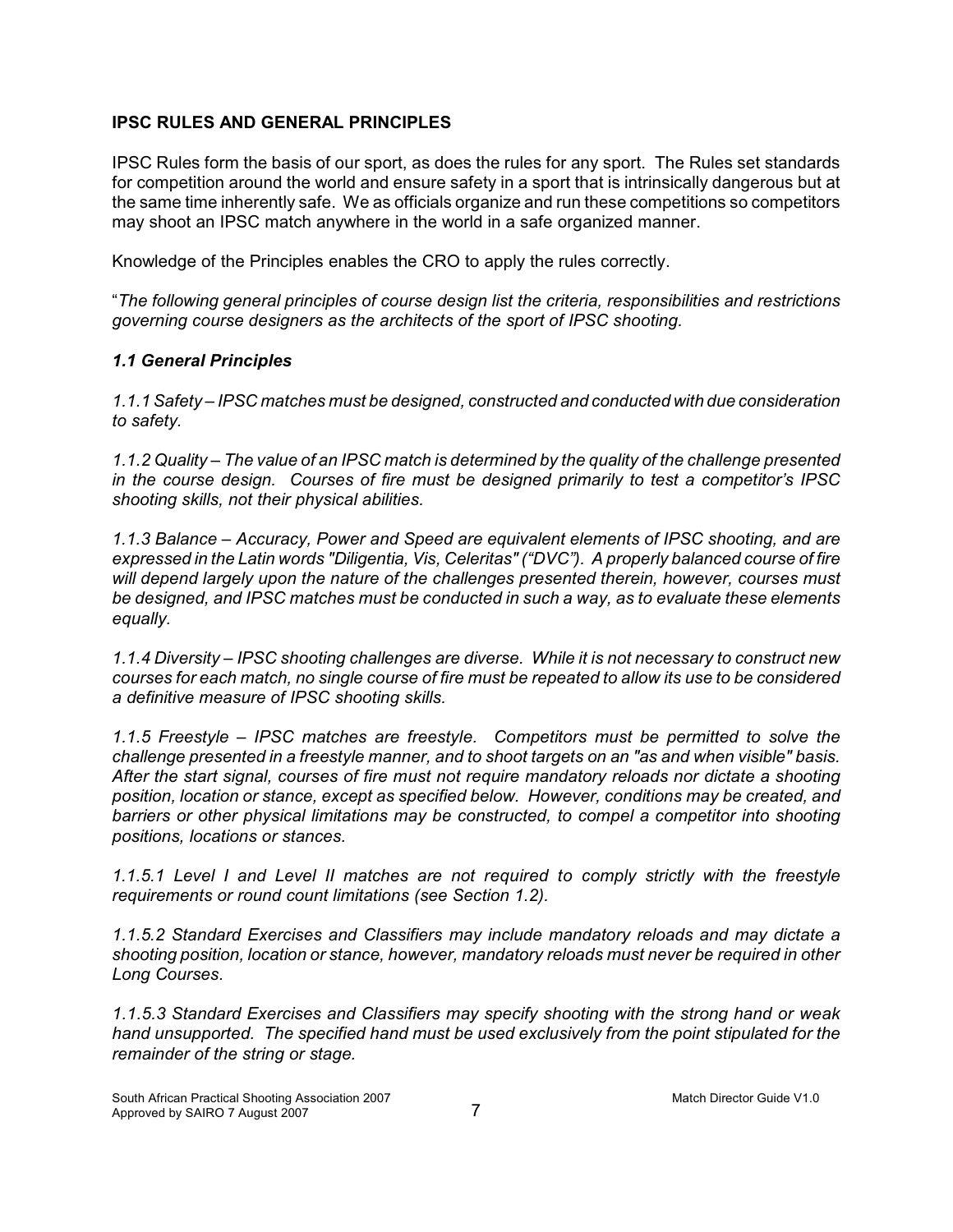### IPSC RULES AND GENERAL PRINCIPLES

IPSC Rules form the basis of our sport, as does the rules for any sport. The Rules set standards for competition around the world and ensure safety in a sport that is intrinsically dangerous but at the same time inherently safe. We as officials organize and run these competitions so competitors may shoot an IPSC match anywhere in the world in a safe organized manner.

Knowledge of the Principles enables the CRO to apply the rules correctly.

"*The following general principles of course design list the criteria, responsibilities and restrictions governing course designers as the architects of the sport of IPSC shooting.*

***1.1 General Principles***

*1.1.1 Safety – IPSC matches must be designed, constructed and conducted with due consideration to safety.*

*1.1.2 Quality – The value of an IPSC match is determined by the quality of the challenge presented in the course design. Courses of fire must be designed primarily to test a competitor's IPSC shooting skills, not their physical abilities.*

*1.1.3 Balance – Accuracy, Power and Speed are equivalent elements of IPSC shooting, and are expressed in the Latin words "Diligentia, Vis, Celeritas" ("DVC"). A properly balanced course of fire will depend largely upon the nature of the challenges presented therein, however, courses must be designed, and IPSC matches must be conducted in such a way, as to evaluate these elements equally.*

*1.1.4 Diversity – IPSC shooting challenges are diverse. While it is not necessary to construct new courses for each match, no single course of fire must be repeated to allow its use to be considered a definitive measure of IPSC shooting skills.*

*1.1.5 Freestyle – IPSC matches are freestyle. Competitors must be permitted to solve the challenge presented in a freestyle manner, and to shoot targets on an "as and when visible" basis. After the start signal, courses of fire must not require mandatory reloads nor dictate a shooting position, location or stance, except as specified below. However, conditions may be created, and barriers or other physical limitations may be constructed, to compel a competitor into shooting positions, locations or stances.*

*1.1.5.1 Level I and Level II matches are not required to comply strictly with the freestyle requirements or round count limitations (see Section 1.2).*

*1.1.5.2 Standard Exercises and Classifiers may include mandatory reloads and may dictate a shooting position, location or stance, however, mandatory reloads must never be required in other Long Courses.*

*1.1.5.3 Standard Exercises and Classifiers may specify shooting with the strong hand or weak hand unsupported. The specified hand must be used exclusively from the point stipulated for the remainder of the string or stage.*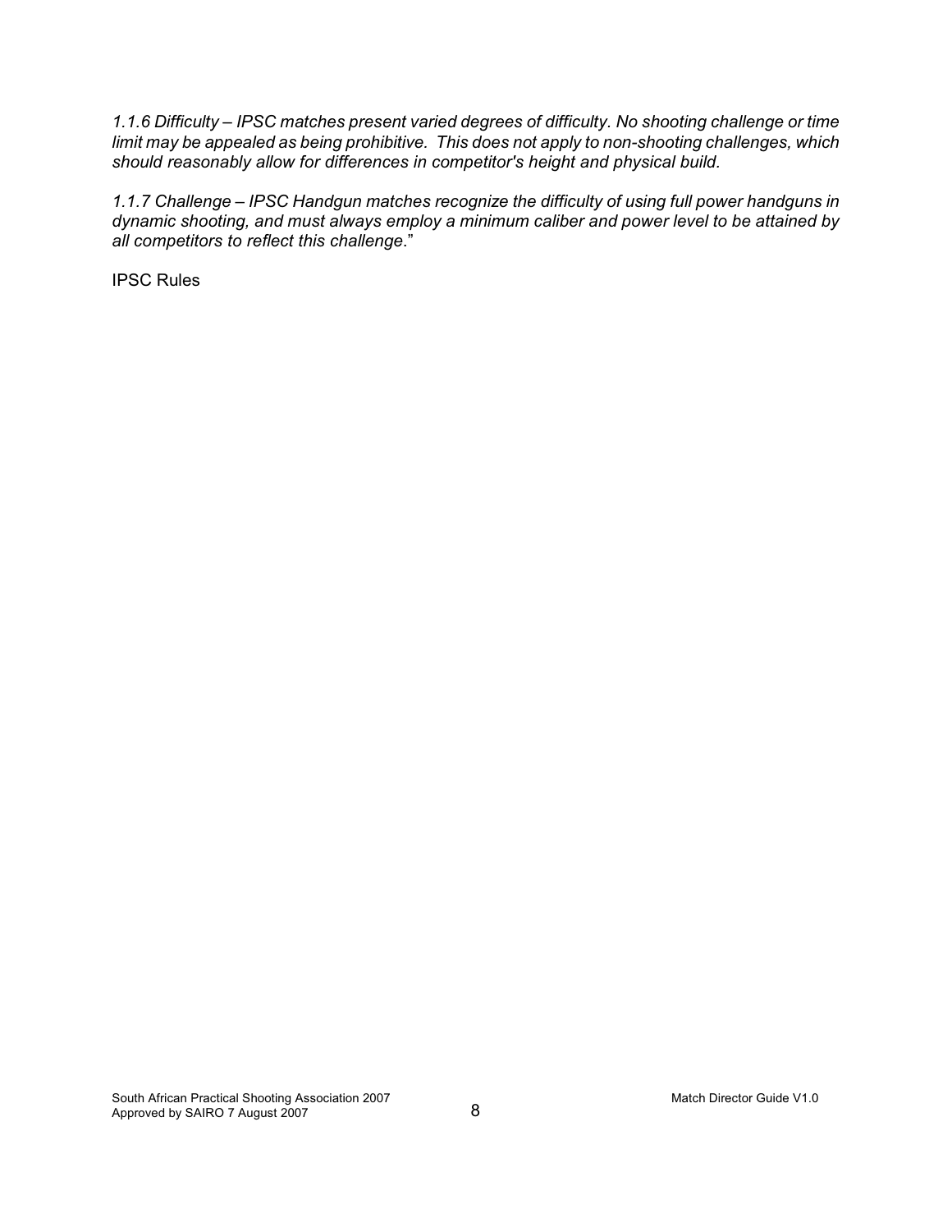*1.1.6 Difficulty – IPSC matches present varied degrees of difficulty. No shooting challenge or time limit may be appealed as being prohibitive.  This does not apply to non-shooting challenges, which should reasonably allow for differences in competitor's height and physical build.*

*1.1.7 Challenge – IPSC Handgun matches recognize the difficulty of using full power handguns in dynamic shooting, and must always employ a minimum caliber and power level to be attained by all competitors to reflect this challenge*."

IPSC Rules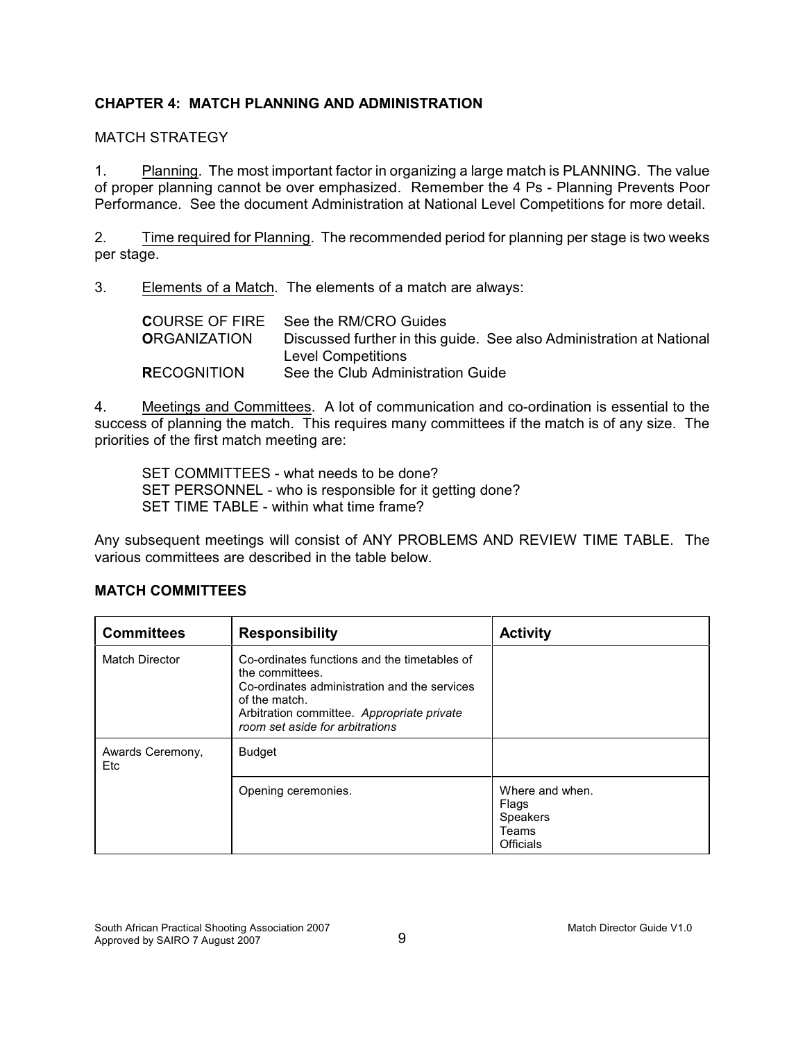## CHAPTER 4: MATCH PLANNING AND ADMINISTRATION

MATCH STRATEGY

1. <u>Planning</u>. The most important factor in organizing a large match is PLANNING. The value of proper planning cannot be over emphasized. Remember the 4 Ps - Planning Prevents Poor Performance. See the document Administration at National Level Competitions for more detail.

2. <u>Time required for Planning</u>. The recommended period for planning per stage is two weeks per stage.

3. <u>Elements of a Match</u>. The elements of a match are always:

| | |
|---|---|
| **C**OURSE OF FIRE | See the RM/CRO Guides |
| **O**RGANIZATION | Discussed further in this guide. See also Administration at National Level Competitions |
| **R**ECOGNITION | See the Club Administration Guide |

4. <u>Meetings and Committees</u>. A lot of communication and co-ordination is essential to the success of planning the match. This requires many committees if the match is of any size. The priorities of the first match meeting are:

SET COMMITTEES - what needs to be done?
SET PERSONNEL - who is responsible for it getting done?
SET TIME TABLE - within what time frame?

Any subsequent meetings will consist of ANY PROBLEMS AND REVIEW TIME TABLE. The various committees are described in the table below.

### MATCH COMMITTEES

| Committees | Responsibility | Activity |
|---|---|---|
| Match Director | Co-ordinates functions and the timetables of the committees.<br>Co-ordinates administration and the services of the match.<br>Arbitration committee. *Appropriate private room set aside for arbitrations* | |
| Awards Ceremony, Etc | Budget | |
| | Opening ceremonies. | Where and when.<br>Flags<br>Speakers<br>Teams<br>Officials |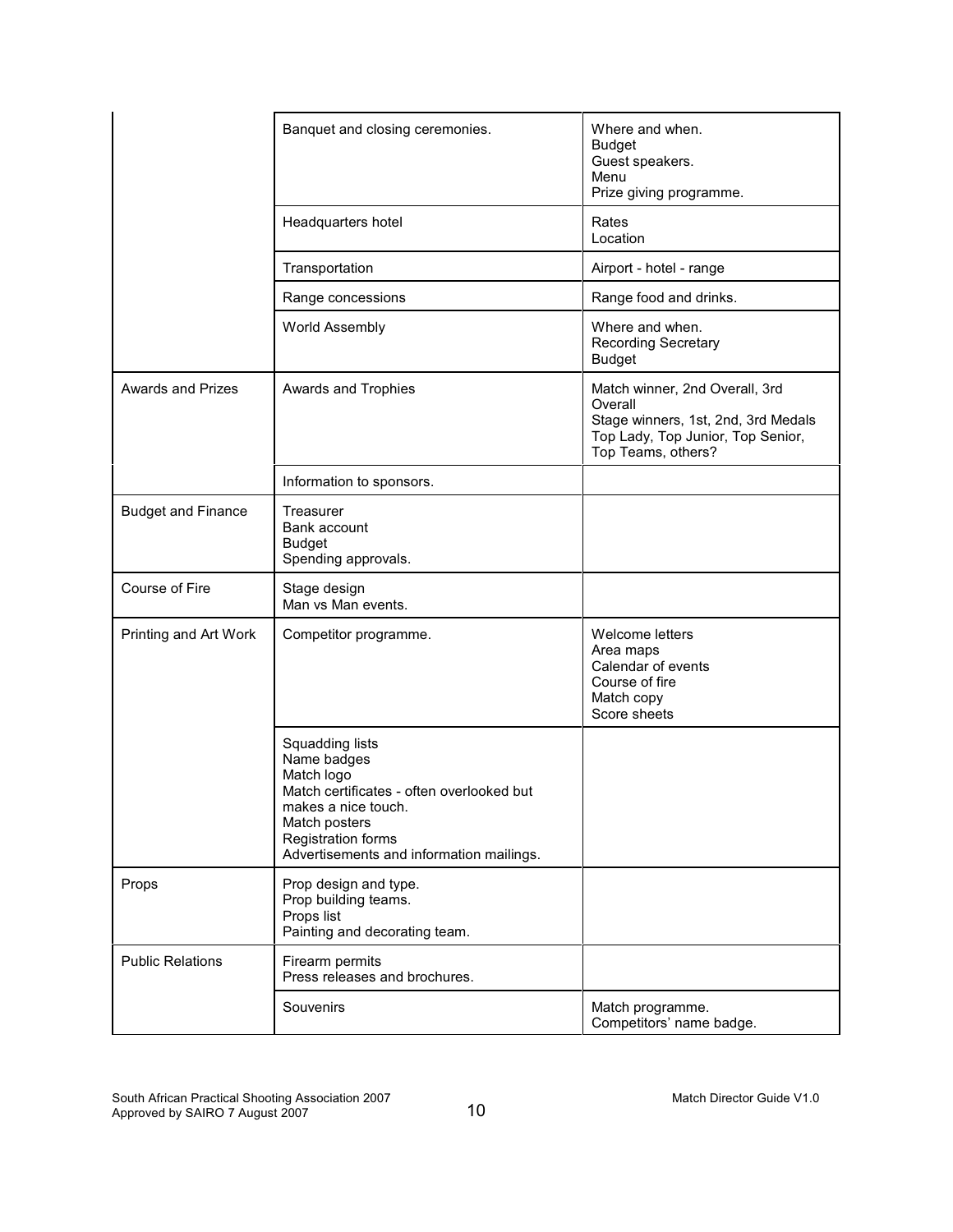| | | |
|---|---|---|
| | Banquet and closing ceremonies. | Where and when.<br>Budget<br>Guest speakers.<br>Menu<br>Prize giving programme. |
| | Headquarters hotel | Rates<br>Location |
| | Transportation | Airport - hotel - range |
| | Range concessions | Range food and drinks. |
| | World Assembly | Where and when.<br>Recording Secretary<br>Budget |
| Awards and Prizes | Awards and Trophies | Match winner, 2nd Overall, 3rd Overall<br>Stage winners, 1st, 2nd, 3rd Medals<br>Top Lady, Top Junior, Top Senior, Top Teams, others? |
| | Information to sponsors. | |
| Budget and Finance | Treasurer<br>Bank account<br>Budget<br>Spending approvals. | |
| Course of Fire | Stage design<br>Man vs Man events. | |
| Printing and Art Work | Competitor programme. | Welcome letters<br>Area maps<br>Calendar of events<br>Course of fire<br>Match copy<br>Score sheets |
| | Squadding lists<br>Name badges<br>Match logo<br>Match certificates - often overlooked but makes a nice touch.<br>Match posters<br>Registration forms<br>Advertisements and information mailings. | |
| Props | Prop design and type.<br>Prop building teams.<br>Props list<br>Painting and decorating team. | |
| Public Relations | Firearm permits<br>Press releases and brochures. | |
| | Souvenirs | Match programme.<br>Competitors' name badge. |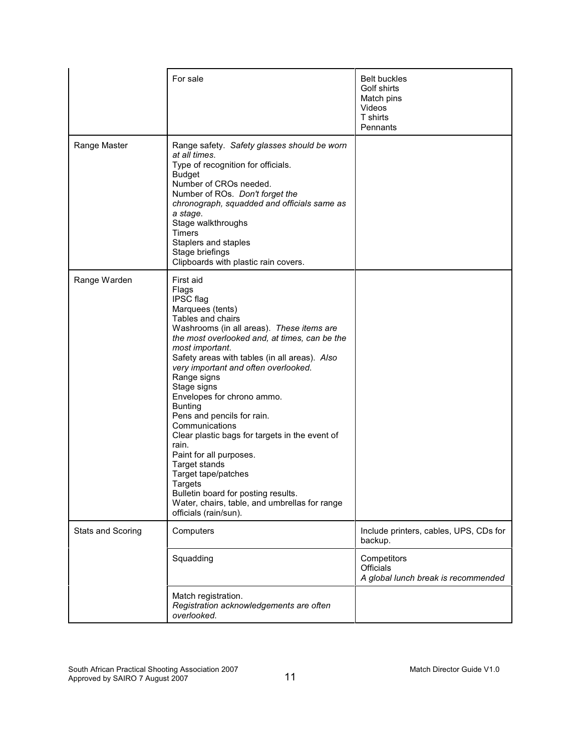| | | |
|---|---|---|
| | For sale | Belt buckles<br>Golf shirts<br>Match pins<br>Videos<br>T shirts<br>Pennants |
| Range Master | Range safety. *Safety glasses should be worn at all times.*<br>Type of recognition for officials.<br>Budget<br>Number of CROs needed.<br>Number of ROs. *Don't forget the chronograph, squadded and officials same as a stage.*<br>Stage walkthroughs<br>Timers<br>Staplers and staples<br>Stage briefings<br>Clipboards with plastic rain covers. | |
| Range Warden | First aid<br>Flags<br>IPSC flag<br>Marquees (tents)<br>Tables and chairs<br>Washrooms (in all areas). *These items are the most overlooked and, at times, can be the most important.*<br>Safety areas with tables (in all areas). *Also very important and often overlooked.*<br>Range signs<br>Stage signs<br>Envelopes for chrono ammo.<br>Bunting<br>Pens and pencils for rain.<br>Communications<br>Clear plastic bags for targets in the event of rain.<br>Paint for all purposes.<br>Target stands<br>Target tape/patches<br>Targets<br>Bulletin board for posting results.<br>Water, chairs, table, and umbrellas for range officials (rain/sun). | |
| Stats and Scoring | Computers | Include printers, cables, UPS, CDs for backup. |
| | Squadding | Competitors<br>Officials<br>*A global lunch break is recommended* |
| | Match registration.<br>*Registration acknowledgements are often overlooked.* | |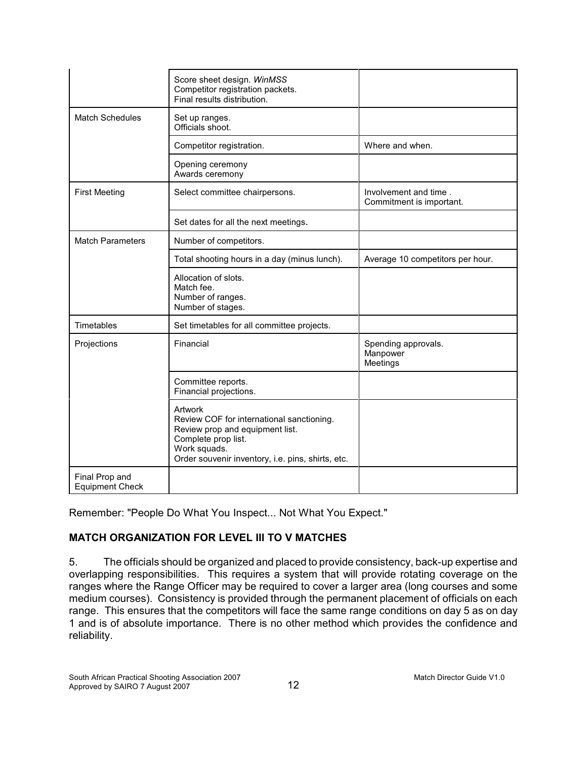|  |  |  |
| --- | --- | --- |
|  | Score sheet design. *WinMSS*<br>Competitor registration packets.<br>Final results distribution. |  |
| Match Schedules | Set up ranges.<br>Officials shoot. |  |
|  | Competitor registration. | Where and when. |
|  | Opening ceremony<br>Awards ceremony |  |
| First Meeting | Select committee chairpersons. | Involvement and time .<br>Commitment is important. |
|  | Set dates for all the next meetings. |  |
| Match Parameters | Number of competitors. |  |
|  | Total shooting hours in a day (minus lunch). | Average 10 competitors per hour. |
|  | Allocation of slots.<br>Match fee.<br>Number of ranges.<br>Number of stages. |  |
| Timetables | Set timetables for all committee projects. |  |
| Projections | Financial | Spending approvals.<br>Manpower<br>Meetings |
|  | Committee reports.<br>Financial projections. |  |
|  | Artwork<br>Review COF for international sanctioning.<br>Review prop and equipment list.<br>Complete prop list.<br>Work squads.<br>Order souvenir inventory, i.e. pins, shirts, etc. |  |
| Final Prop and Equipment Check |  |  |

Remember: "People Do What You Inspect... Not What You Expect."

**MATCH ORGANIZATION FOR LEVEL III TO V MATCHES**

5. The officials should be organized and placed to provide consistency, back-up expertise and overlapping responsibilities. This requires a system that will provide rotating coverage on the ranges where the Range Officer may be required to cover a larger area (long courses and some medium courses). Consistency is provided through the permanent placement of officials on each range. This ensures that the competitors will face the same range conditions on day 5 as on day 1 and is of absolute importance. There is no other method which provides the confidence and reliability.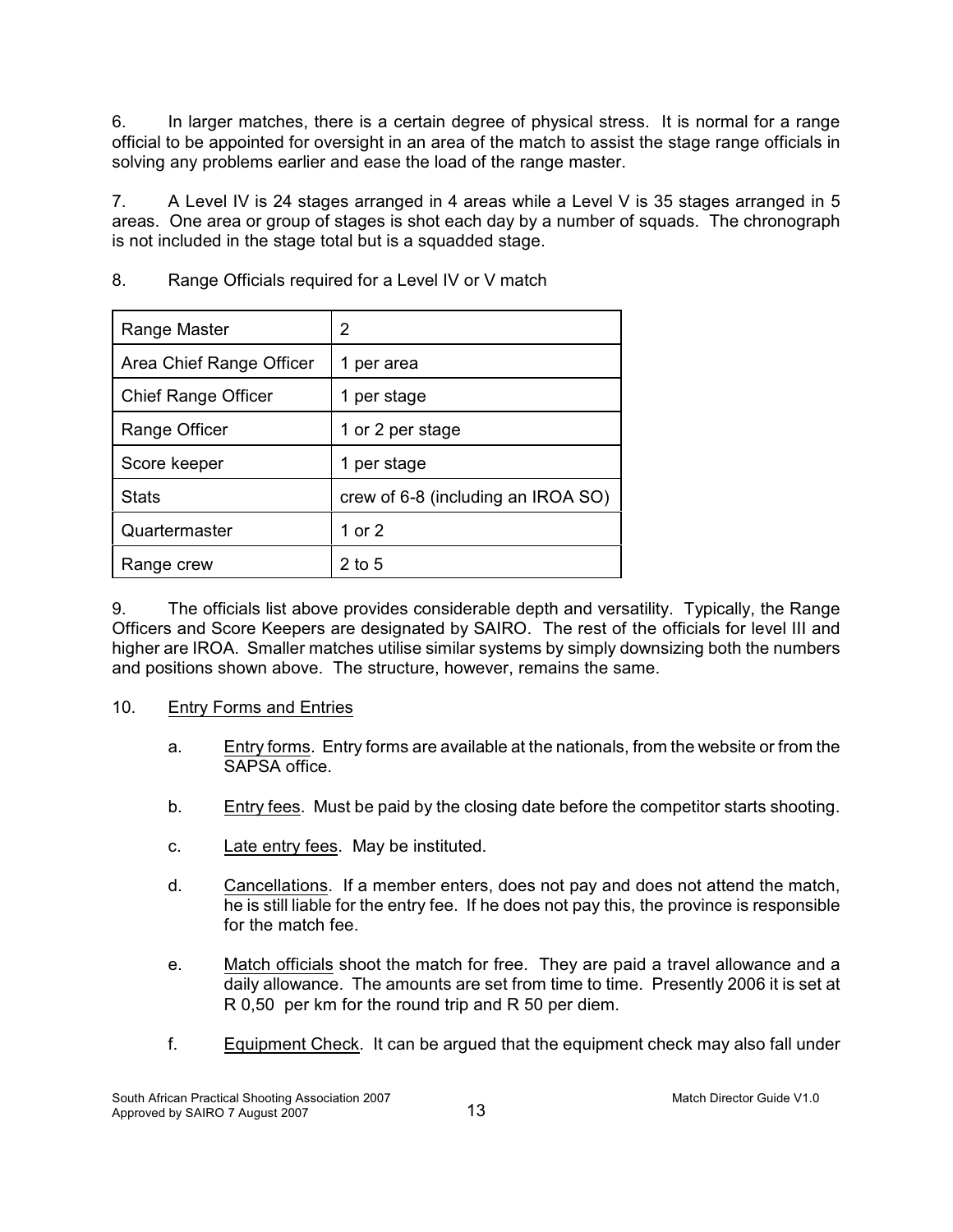6. In larger matches, there is a certain degree of physical stress. It is normal for a range official to be appointed for oversight in an area of the match to assist the stage range officials in solving any problems earlier and ease the load of the range master.

7. A Level IV is 24 stages arranged in 4 areas while a Level V is 35 stages arranged in 5 areas. One area or group of stages is shot each day by a number of squads. The chronograph is not included in the stage total but is a squadded stage.

8. Range Officials required for a Level IV or V match

| Range Master | 2 |
|---|---|
| Area Chief Range Officer | 1 per area |
| Chief Range Officer | 1 per stage |
| Range Officer | 1 or 2 per stage |
| Score keeper | 1 per stage |
| Stats | crew of 6-8 (including an IROA SO) |
| Quartermaster | 1 or 2 |
| Range crew | 2 to 5 |

9. The officials list above provides considerable depth and versatility. Typically, the Range Officers and Score Keepers are designated by SAIRO. The rest of the officials for level III and higher are IROA. Smaller matches utilise similar systems by simply downsizing both the numbers and positions shown above. The structure, however, remains the same.

10. <u>Entry Forms and Entries</u>

a. <u>Entry forms</u>. Entry forms are available at the nationals, from the website or from the SAPSA office.

b. <u>Entry fees</u>. Must be paid by the closing date before the competitor starts shooting.

c. <u>Late entry fees</u>. May be instituted.

d. <u>Cancellations</u>. If a member enters, does not pay and does not attend the match, he is still liable for the entry fee. If he does not pay this, the province is responsible for the match fee.

e. <u>Match officials</u> shoot the match for free. They are paid a travel allowance and a daily allowance. The amounts are set from time to time. Presently 2006 it is set at R 0,50 per km for the round trip and R 50 per diem.

f. <u>Equipment Check</u>. It can be argued that the equipment check may also fall under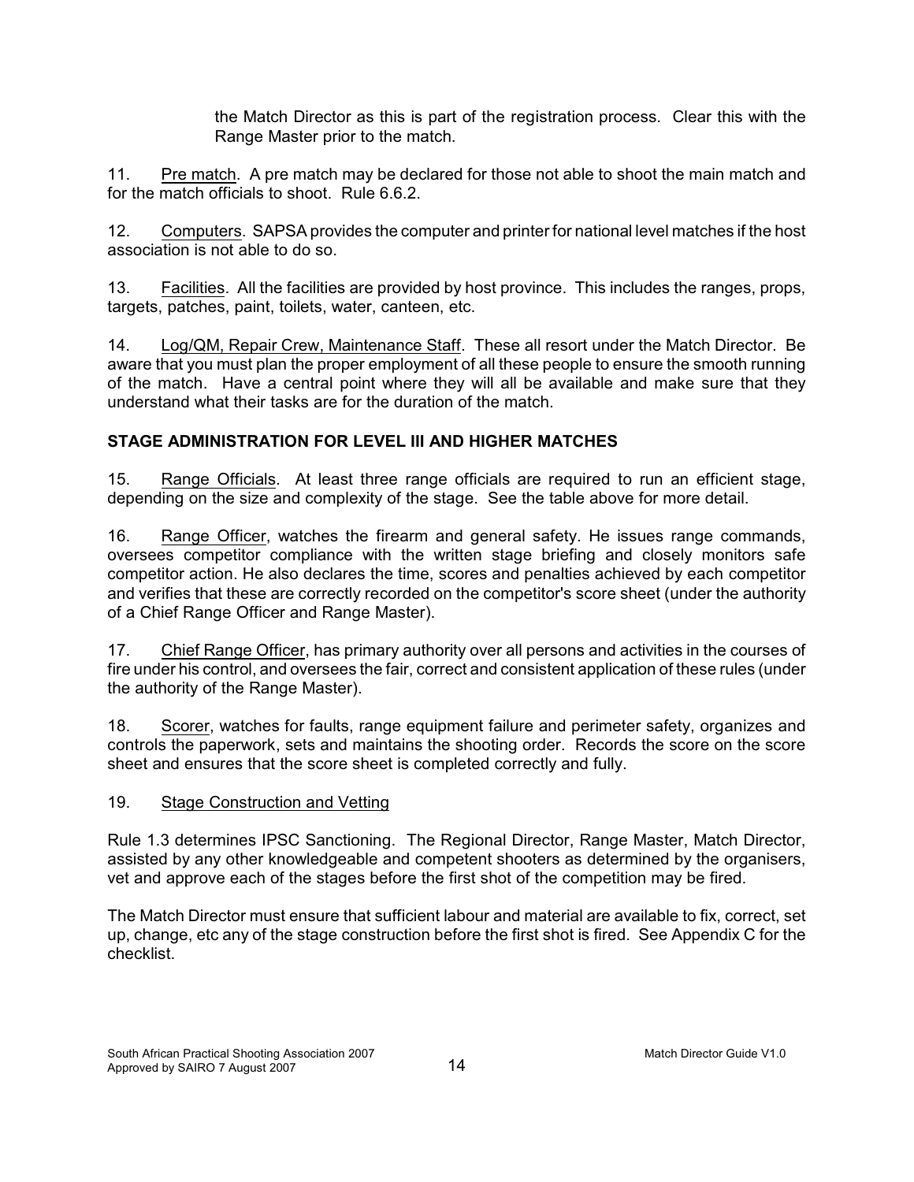the Match Director as this is part of the registration process. Clear this with the Range Master prior to the match.

11. Pre match. A pre match may be declared for those not able to shoot the main match and for the match officials to shoot. Rule 6.6.2.

12. Computers. SAPSA provides the computer and printer for national level matches if the host association is not able to do so.

13. Facilities. All the facilities are provided by host province. This includes the ranges, props, targets, patches, paint, toilets, water, canteen, etc.

14. Log/QM, Repair Crew, Maintenance Staff. These all resort under the Match Director. Be aware that you must plan the proper employment of all these people to ensure the smooth running of the match. Have a central point where they will all be available and make sure that they understand what their tasks are for the duration of the match.

**STAGE ADMINISTRATION FOR LEVEL III AND HIGHER MATCHES**

15. Range Officials. At least three range officials are required to run an efficient stage, depending on the size and complexity of the stage. See the table above for more detail.

16. Range Officer, watches the firearm and general safety. He issues range commands, oversees competitor compliance with the written stage briefing and closely monitors safe competitor action. He also declares the time, scores and penalties achieved by each competitor and verifies that these are correctly recorded on the competitor's score sheet (under the authority of a Chief Range Officer and Range Master).

17. Chief Range Officer, has primary authority over all persons and activities in the courses of fire under his control, and oversees the fair, correct and consistent application of these rules (under the authority of the Range Master).

18. Scorer, watches for faults, range equipment failure and perimeter safety, organizes and controls the paperwork, sets and maintains the shooting order. Records the score on the score sheet and ensures that the score sheet is completed correctly and fully.

19. Stage Construction and Vetting

Rule 1.3 determines IPSC Sanctioning. The Regional Director, Range Master, Match Director, assisted by any other knowledgeable and competent shooters as determined by the organisers, vet and approve each of the stages before the first shot of the competition may be fired.

The Match Director must ensure that sufficient labour and material are available to fix, correct, set up, change, etc any of the stage construction before the first shot is fired. See Appendix C for the checklist.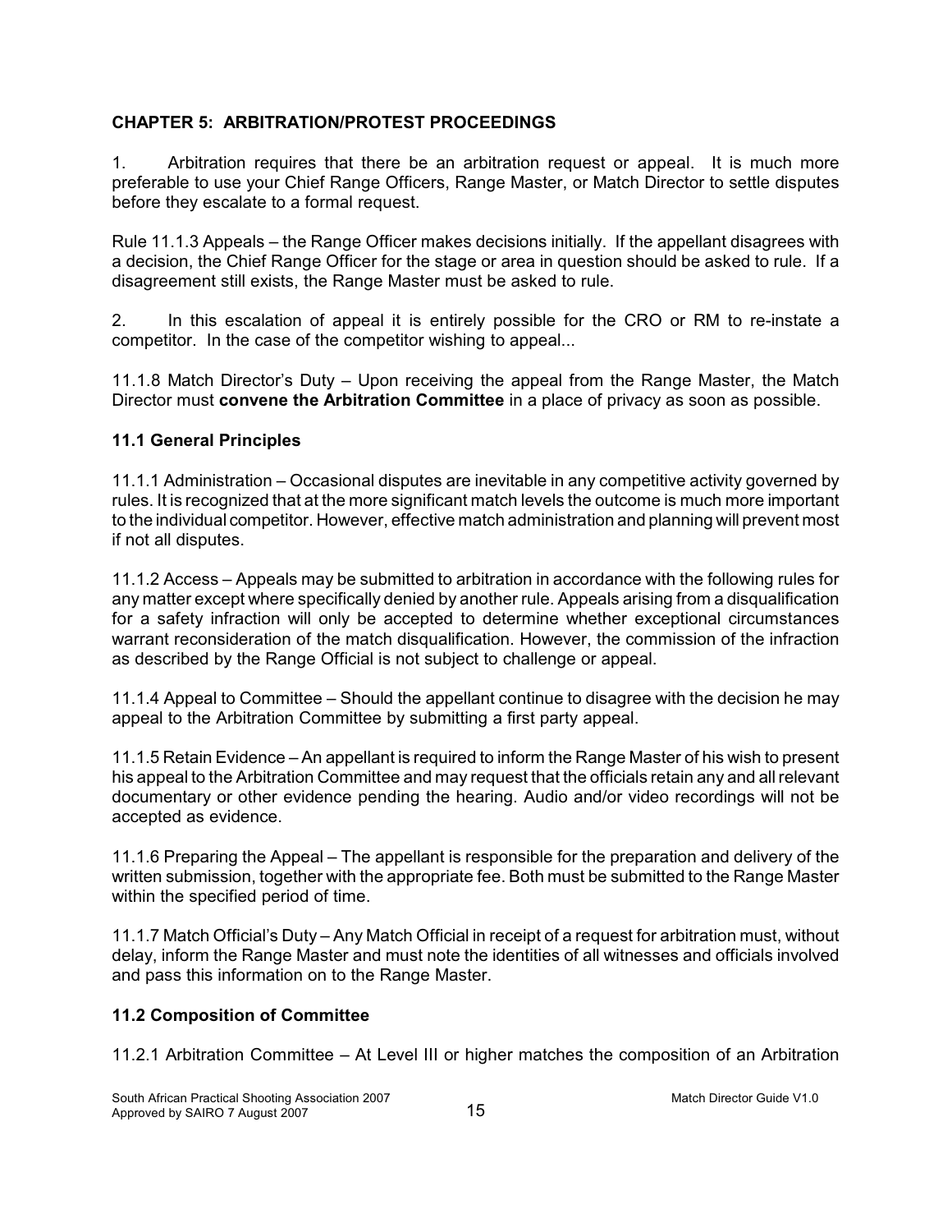## CHAPTER 5: ARBITRATION/PROTEST PROCEEDINGS

1. Arbitration requires that there be an arbitration request or appeal. It is much more preferable to use your Chief Range Officers, Range Master, or Match Director to settle disputes before they escalate to a formal request.

Rule 11.1.3 Appeals – the Range Officer makes decisions initially. If the appellant disagrees with a decision, the Chief Range Officer for the stage or area in question should be asked to rule. If a disagreement still exists, the Range Master must be asked to rule.

2. In this escalation of appeal it is entirely possible for the CRO or RM to re-instate a competitor. In the case of the competitor wishing to appeal...

11.1.8 Match Director's Duty – Upon receiving the appeal from the Range Master, the Match Director must **convene the Arbitration Committee** in a place of privacy as soon as possible.

### 11.1 General Principles

11.1.1 Administration – Occasional disputes are inevitable in any competitive activity governed by rules. It is recognized that at the more significant match levels the outcome is much more important to the individual competitor. However, effective match administration and planning will prevent most if not all disputes.

11.1.2 Access – Appeals may be submitted to arbitration in accordance with the following rules for any matter except where specifically denied by another rule. Appeals arising from a disqualification for a safety infraction will only be accepted to determine whether exceptional circumstances warrant reconsideration of the match disqualification. However, the commission of the infraction as described by the Range Official is not subject to challenge or appeal.

11.1.4 Appeal to Committee – Should the appellant continue to disagree with the decision he may appeal to the Arbitration Committee by submitting a first party appeal.

11.1.5 Retain Evidence – An appellant is required to inform the Range Master of his wish to present his appeal to the Arbitration Committee and may request that the officials retain any and all relevant documentary or other evidence pending the hearing. Audio and/or video recordings will not be accepted as evidence.

11.1.6 Preparing the Appeal – The appellant is responsible for the preparation and delivery of the written submission, together with the appropriate fee. Both must be submitted to the Range Master within the specified period of time.

11.1.7 Match Official's Duty – Any Match Official in receipt of a request for arbitration must, without delay, inform the Range Master and must note the identities of all witnesses and officials involved and pass this information on to the Range Master.

### 11.2 Composition of Committee

11.2.1 Arbitration Committee – At Level III or higher matches the composition of an Arbitration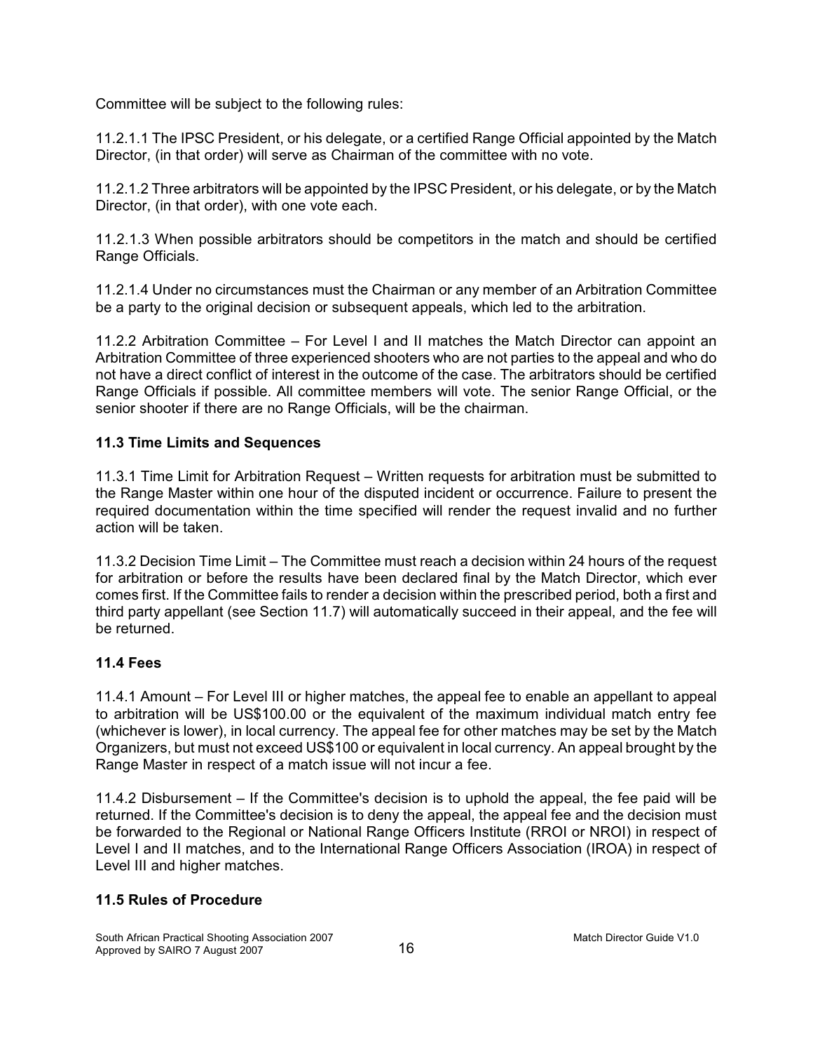Committee will be subject to the following rules:

11.2.1.1 The IPSC President, or his delegate, or a certified Range Official appointed by the Match Director, (in that order) will serve as Chairman of the committee with no vote.

11.2.1.2 Three arbitrators will be appointed by the IPSC President, or his delegate, or by the Match Director, (in that order), with one vote each.

11.2.1.3 When possible arbitrators should be competitors in the match and should be certified Range Officials.

11.2.1.4 Under no circumstances must the Chairman or any member of an Arbitration Committee be a party to the original decision or subsequent appeals, which led to the arbitration.

11.2.2 Arbitration Committee – For Level I and II matches the Match Director can appoint an Arbitration Committee of three experienced shooters who are not parties to the appeal and who do not have a direct conflict of interest in the outcome of the case. The arbitrators should be certified Range Officials if possible. All committee members will vote. The senior Range Official, or the senior shooter if there are no Range Officials, will be the chairman.

### 11.3 Time Limits and Sequences

11.3.1 Time Limit for Arbitration Request – Written requests for arbitration must be submitted to the Range Master within one hour of the disputed incident or occurrence. Failure to present the required documentation within the time specified will render the request invalid and no further action will be taken.

11.3.2 Decision Time Limit – The Committee must reach a decision within 24 hours of the request for arbitration or before the results have been declared final by the Match Director, which ever comes first. If the Committee fails to render a decision within the prescribed period, both a first and third party appellant (see Section 11.7) will automatically succeed in their appeal, and the fee will be returned.

### 11.4 Fees

11.4.1 Amount – For Level III or higher matches, the appeal fee to enable an appellant to appeal to arbitration will be US$100.00 or the equivalent of the maximum individual match entry fee (whichever is lower), in local currency. The appeal fee for other matches may be set by the Match Organizers, but must not exceed US$100 or equivalent in local currency. An appeal brought by the Range Master in respect of a match issue will not incur a fee.

11.4.2 Disbursement – If the Committee's decision is to uphold the appeal, the fee paid will be returned. If the Committee's decision is to deny the appeal, the appeal fee and the decision must be forwarded to the Regional or National Range Officers Institute (RROI or NROI) in respect of Level I and II matches, and to the International Range Officers Association (IROA) in respect of Level III and higher matches.

### 11.5 Rules of Procedure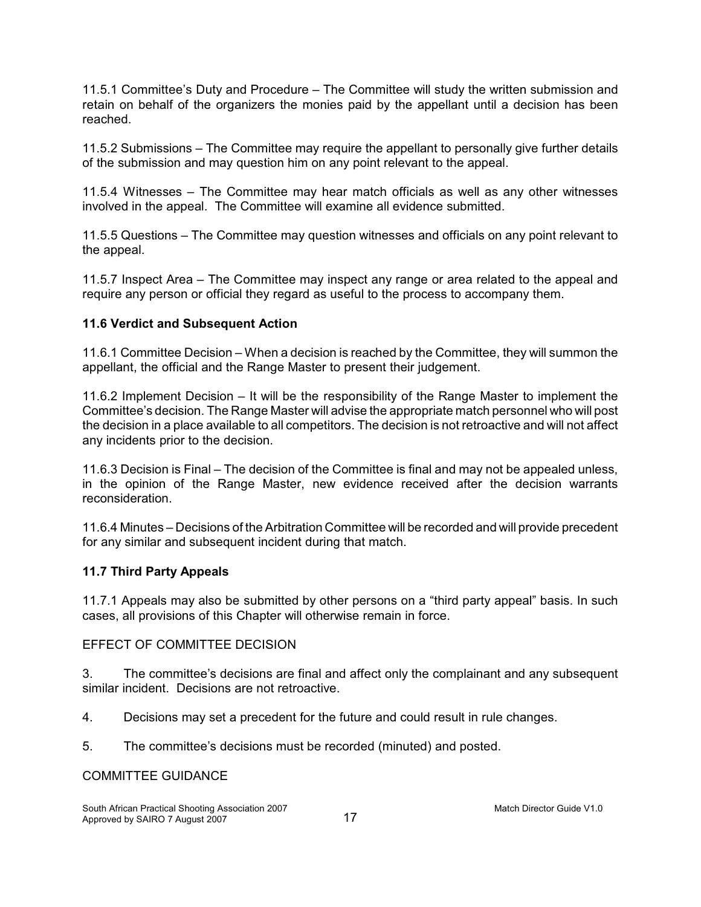11.5.1 Committee's Duty and Procedure – The Committee will study the written submission and retain on behalf of the organizers the monies paid by the appellant until a decision has been reached.

11.5.2 Submissions – The Committee may require the appellant to personally give further details of the submission and may question him on any point relevant to the appeal.

11.5.4 Witnesses – The Committee may hear match officials as well as any other witnesses involved in the appeal. The Committee will examine all evidence submitted.

11.5.5 Questions – The Committee may question witnesses and officials on any point relevant to the appeal.

11.5.7 Inspect Area – The Committee may inspect any range or area related to the appeal and require any person or official they regard as useful to the process to accompany them.

**11.6 Verdict and Subsequent Action**

11.6.1 Committee Decision – When a decision is reached by the Committee, they will summon the appellant, the official and the Range Master to present their judgement.

11.6.2 Implement Decision – It will be the responsibility of the Range Master to implement the Committee's decision. The Range Master will advise the appropriate match personnel who will post the decision in a place available to all competitors. The decision is not retroactive and will not affect any incidents prior to the decision.

11.6.3 Decision is Final – The decision of the Committee is final and may not be appealed unless, in the opinion of the Range Master, new evidence received after the decision warrants reconsideration.

11.6.4 Minutes – Decisions of the Arbitration Committee will be recorded and will provide precedent for any similar and subsequent incident during that match.

**11.7 Third Party Appeals**

11.7.1 Appeals may also be submitted by other persons on a "third party appeal" basis. In such cases, all provisions of this Chapter will otherwise remain in force.

EFFECT OF COMMITTEE DECISION

3. The committee's decisions are final and affect only the complainant and any subsequent similar incident. Decisions are not retroactive.

4. Decisions may set a precedent for the future and could result in rule changes.

5. The committee's decisions must be recorded (minuted) and posted.

COMMITTEE GUIDANCE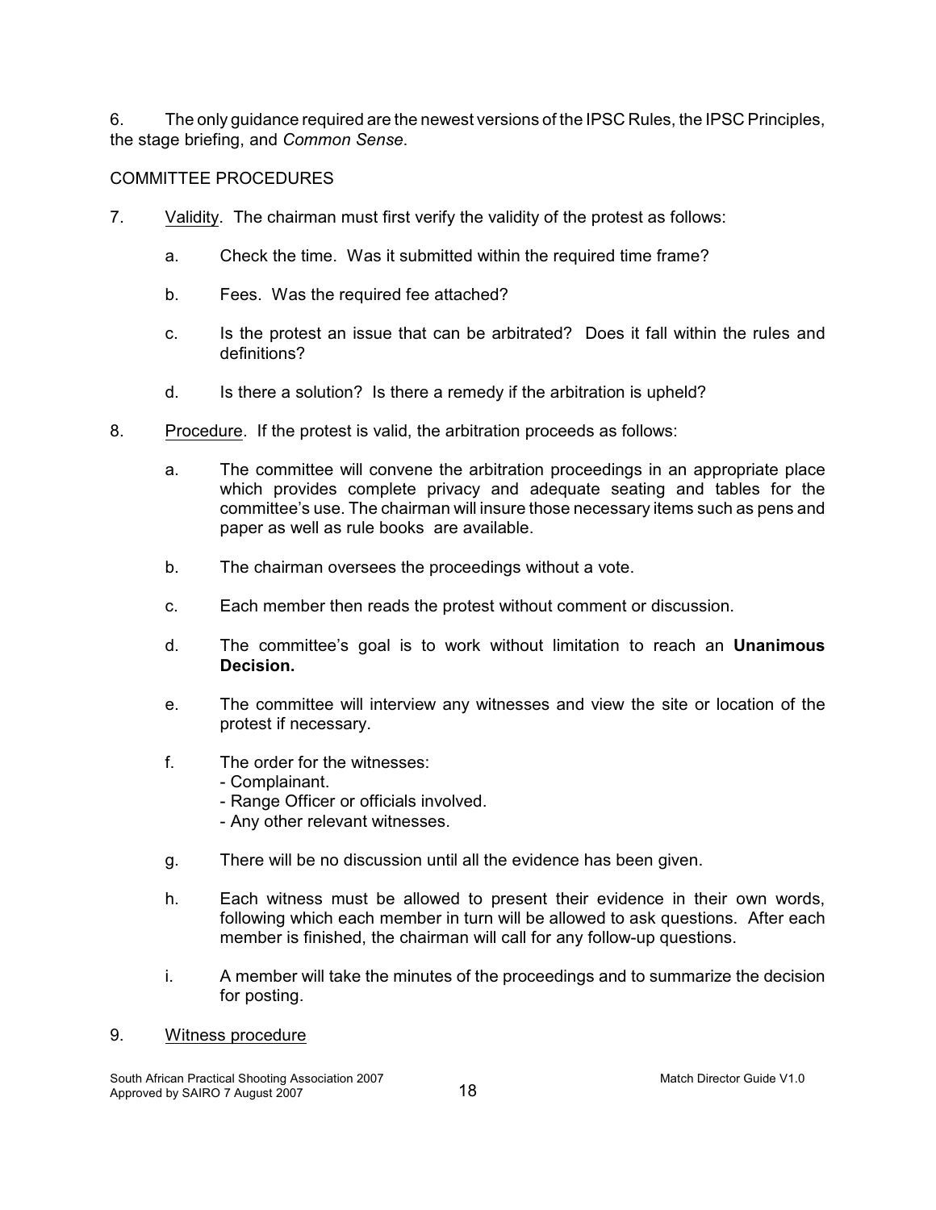6. The only guidance required are the newest versions of the IPSC Rules, the IPSC Principles, the stage briefing, and *Common Sense*.

COMMITTEE PROCEDURES

7. Validity. The chairman must first verify the validity of the protest as follows:

   a. Check the time. Was it submitted within the required time frame?

   b. Fees. Was the required fee attached?

   c. Is the protest an issue that can be arbitrated? Does it fall within the rules and definitions?

   d. Is there a solution? Is there a remedy if the arbitration is upheld?

8. Procedure. If the protest is valid, the arbitration proceeds as follows:

   a. The committee will convene the arbitration proceedings in an appropriate place which provides complete privacy and adequate seating and tables for the committee's use. The chairman will insure those necessary items such as pens and paper as well as rule books are available.

   b. The chairman oversees the proceedings without a vote.

   c. Each member then reads the protest without comment or discussion.

   d. The committee's goal is to work without limitation to reach an **Unanimous Decision.**

   e. The committee will interview any witnesses and view the site or location of the protest if necessary.

   f. The order for the witnesses:
      - Complainant.
      - Range Officer or officials involved.
      - Any other relevant witnesses.

   g. There will be no discussion until all the evidence has been given.

   h. Each witness must be allowed to present their evidence in their own words, following which each member in turn will be allowed to ask questions. After each member is finished, the chairman will call for any follow-up questions.

   i. A member will take the minutes of the proceedings and to summarize the decision for posting.

9. Witness procedure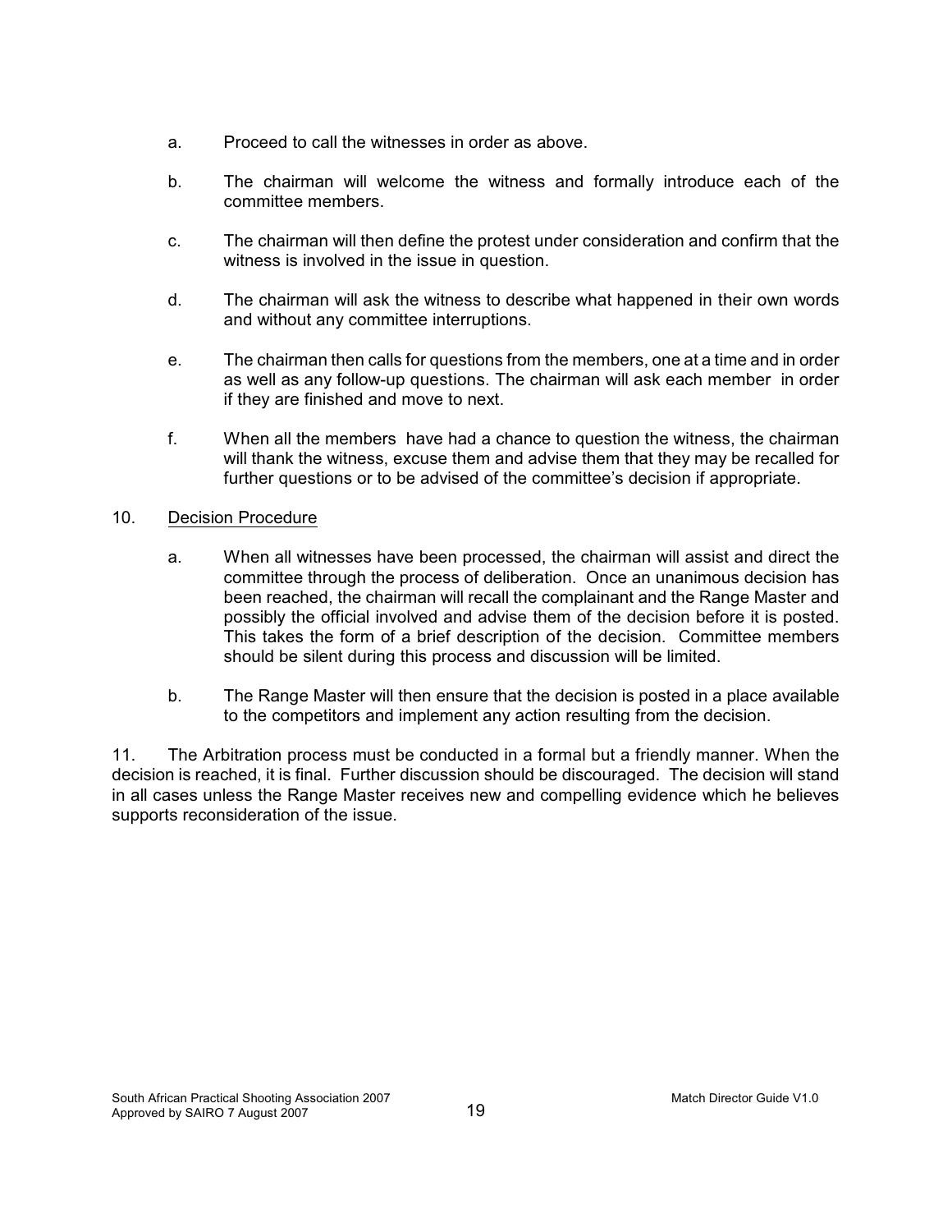a. Proceed to call the witnesses in order as above.

b. The chairman will welcome the witness and formally introduce each of the committee members.

c. The chairman will then define the protest under consideration and confirm that the witness is involved in the issue in question.

d. The chairman will ask the witness to describe what happened in their own words and without any committee interruptions.

e. The chairman then calls for questions from the members, one at a time and in order as well as any follow-up questions. The chairman will ask each member in order if they are finished and move to next.

f. When all the members have had a chance to question the witness, the chairman will thank the witness, excuse them and advise them that they may be recalled for further questions or to be advised of the committee's decision if appropriate.

10. <u>Decision Procedure</u>

a. When all witnesses have been processed, the chairman will assist and direct the committee through the process of deliberation. Once an unanimous decision has been reached, the chairman will recall the complainant and the Range Master and possibly the official involved and advise them of the decision before it is posted. This takes the form of a brief description of the decision. Committee members should be silent during this process and discussion will be limited.

b. The Range Master will then ensure that the decision is posted in a place available to the competitors and implement any action resulting from the decision.

11. The Arbitration process must be conducted in a formal but a friendly manner. When the decision is reached, it is final. Further discussion should be discouraged. The decision will stand in all cases unless the Range Master receives new and compelling evidence which he believes supports reconsideration of the issue.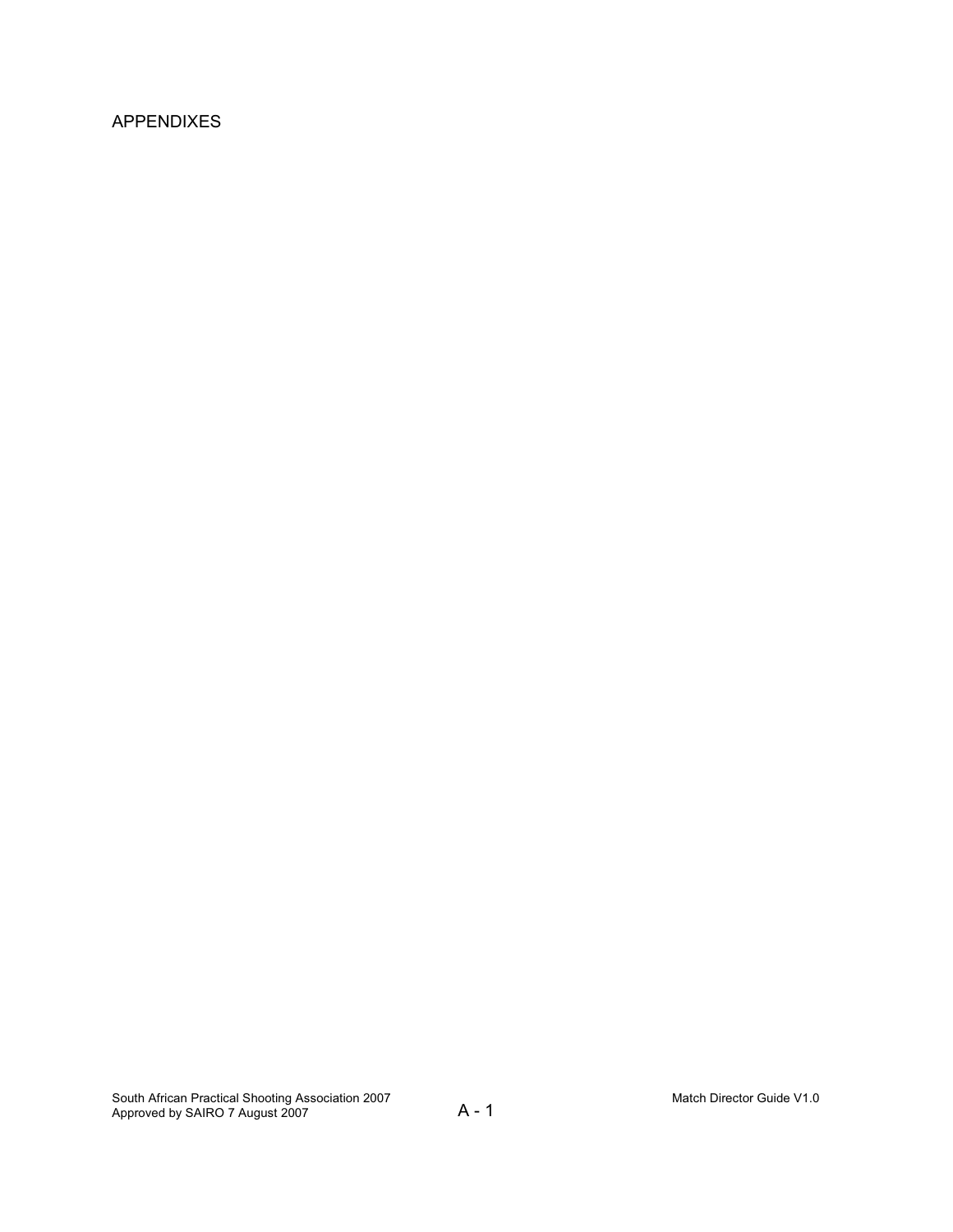# APPENDIXES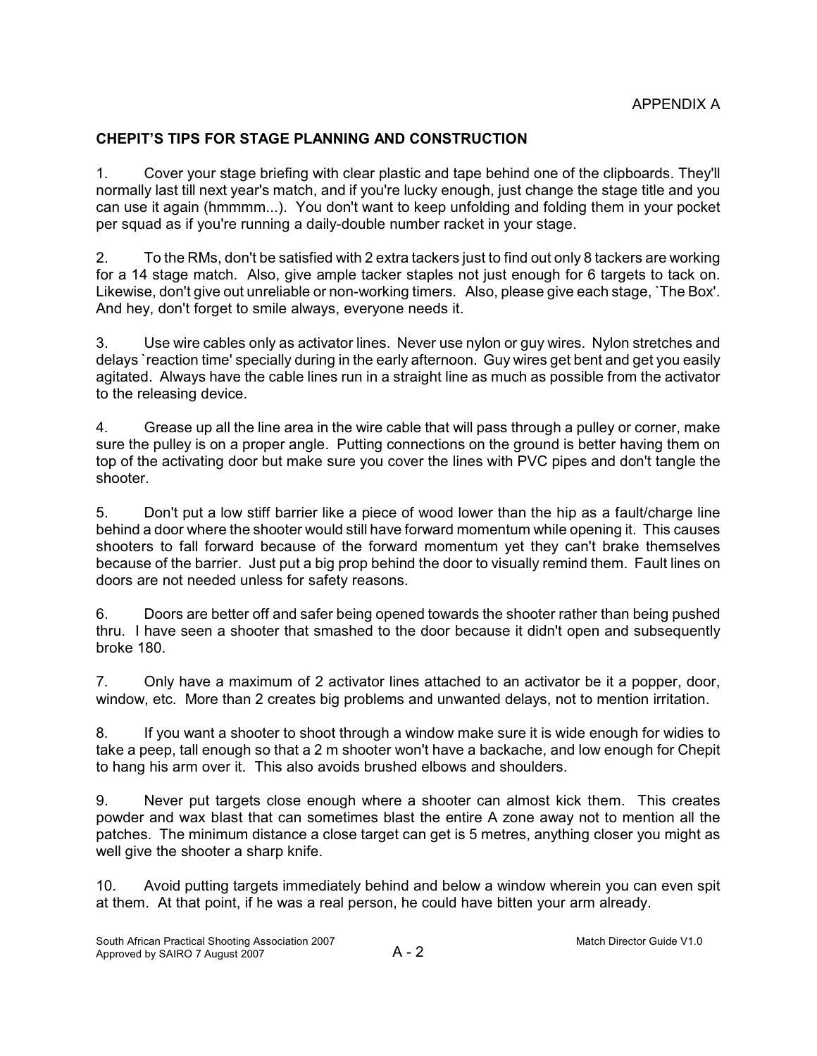APPENDIX A

**CHEPIT'S TIPS FOR STAGE PLANNING AND CONSTRUCTION**

1. Cover your stage briefing with clear plastic and tape behind one of the clipboards. They'll normally last till next year's match, and if you're lucky enough, just change the stage title and you can use it again (hmmmm...). You don't want to keep unfolding and folding them in your pocket per squad as if you're running a daily-double number racket in your stage.

2. To the RMs, don't be satisfied with 2 extra tackers just to find out only 8 tackers are working for a 14 stage match. Also, give ample tacker staples not just enough for 6 targets to tack on. Likewise, don't give out unreliable or non-working timers. Also, please give each stage, `The Box'. And hey, don't forget to smile always, everyone needs it.

3. Use wire cables only as activator lines. Never use nylon or guy wires. Nylon stretches and delays `reaction time' specially during in the early afternoon. Guy wires get bent and get you easily agitated. Always have the cable lines run in a straight line as much as possible from the activator to the releasing device.

4. Grease up all the line area in the wire cable that will pass through a pulley or corner, make sure the pulley is on a proper angle. Putting connections on the ground is better having them on top of the activating door but make sure you cover the lines with PVC pipes and don't tangle the shooter.

5. Don't put a low stiff barrier like a piece of wood lower than the hip as a fault/charge line behind a door where the shooter would still have forward momentum while opening it. This causes shooters to fall forward because of the forward momentum yet they can't brake themselves because of the barrier. Just put a big prop behind the door to visually remind them. Fault lines on doors are not needed unless for safety reasons.

6. Doors are better off and safer being opened towards the shooter rather than being pushed thru. I have seen a shooter that smashed to the door because it didn't open and subsequently broke 180.

7. Only have a maximum of 2 activator lines attached to an activator be it a popper, door, window, etc. More than 2 creates big problems and unwanted delays, not to mention irritation.

8. If you want a shooter to shoot through a window make sure it is wide enough for widies to take a peep, tall enough so that a 2 m shooter won't have a backache, and low enough for Chepit to hang his arm over it. This also avoids brushed elbows and shoulders.

9. Never put targets close enough where a shooter can almost kick them. This creates powder and wax blast that can sometimes blast the entire A zone away not to mention all the patches. The minimum distance a close target can get is 5 metres, anything closer you might as well give the shooter a sharp knife.

10. Avoid putting targets immediately behind and below a window wherein you can even spit at them. At that point, if he was a real person, he could have bitten your arm already.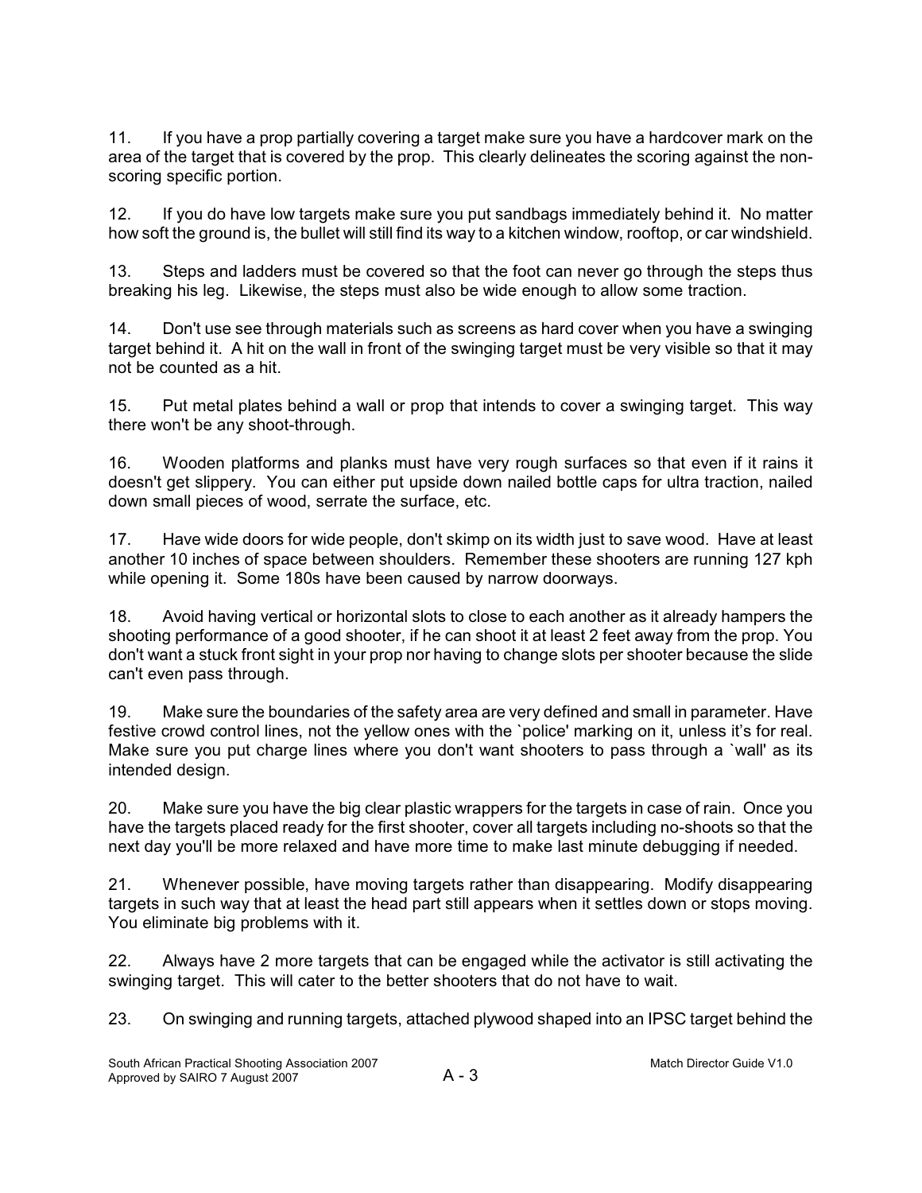11. If you have a prop partially covering a target make sure you have a hardcover mark on the area of the target that is covered by the prop. This clearly delineates the scoring against the non-scoring specific portion.

12. If you do have low targets make sure you put sandbags immediately behind it. No matter how soft the ground is, the bullet will still find its way to a kitchen window, rooftop, or car windshield.

13. Steps and ladders must be covered so that the foot can never go through the steps thus breaking his leg. Likewise, the steps must also be wide enough to allow some traction.

14. Don't use see through materials such as screens as hard cover when you have a swinging target behind it. A hit on the wall in front of the swinging target must be very visible so that it may not be counted as a hit.

15. Put metal plates behind a wall or prop that intends to cover a swinging target. This way there won't be any shoot-through.

16. Wooden platforms and planks must have very rough surfaces so that even if it rains it doesn't get slippery. You can either put upside down nailed bottle caps for ultra traction, nailed down small pieces of wood, serrate the surface, etc.

17. Have wide doors for wide people, don't skimp on its width just to save wood. Have at least another 10 inches of space between shoulders. Remember these shooters are running 127 kph while opening it. Some 180s have been caused by narrow doorways.

18. Avoid having vertical or horizontal slots to close to each another as it already hampers the shooting performance of a good shooter, if he can shoot it at least 2 feet away from the prop. You don't want a stuck front sight in your prop nor having to change slots per shooter because the slide can't even pass through.

19. Make sure the boundaries of the safety area are very defined and small in parameter. Have festive crowd control lines, not the yellow ones with the `police' marking on it, unless it's for real. Make sure you put charge lines where you don't want shooters to pass through a `wall' as its intended design.

20. Make sure you have the big clear plastic wrappers for the targets in case of rain. Once you have the targets placed ready for the first shooter, cover all targets including no-shoots so that the next day you'll be more relaxed and have more time to make last minute debugging if needed.

21. Whenever possible, have moving targets rather than disappearing. Modify disappearing targets in such way that at least the head part still appears when it settles down or stops moving. You eliminate big problems with it.

22. Always have 2 more targets that can be engaged while the activator is still activating the swinging target. This will cater to the better shooters that do not have to wait.

23. On swinging and running targets, attached plywood shaped into an IPSC target behind the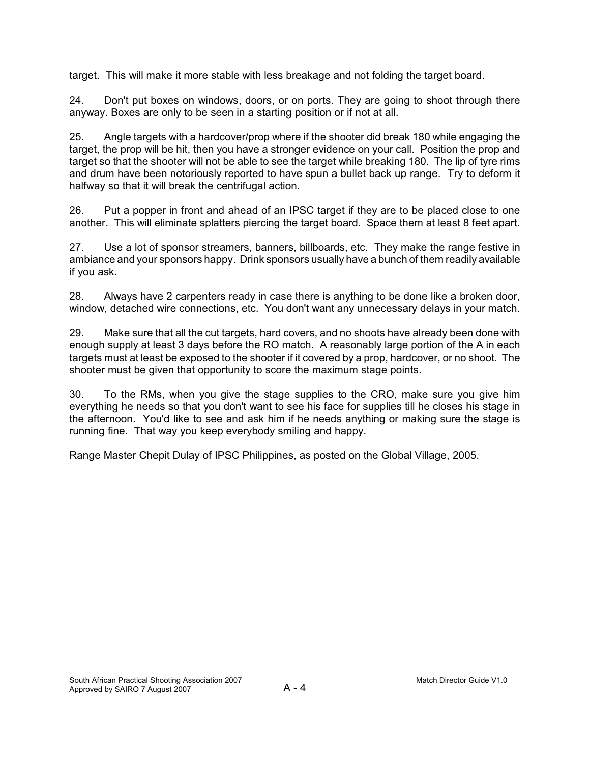target. This will make it more stable with less breakage and not folding the target board.

24. Don't put boxes on windows, doors, or on ports. They are going to shoot through there anyway. Boxes are only to be seen in a starting position or if not at all.

25. Angle targets with a hardcover/prop where if the shooter did break 180 while engaging the target, the prop will be hit, then you have a stronger evidence on your call. Position the prop and target so that the shooter will not be able to see the target while breaking 180. The lip of tyre rims and drum have been notoriously reported to have spun a bullet back up range. Try to deform it halfway so that it will break the centrifugal action.

26. Put a popper in front and ahead of an IPSC target if they are to be placed close to one another. This will eliminate splatters piercing the target board. Space them at least 8 feet apart.

27. Use a lot of sponsor streamers, banners, billboards, etc. They make the range festive in ambiance and your sponsors happy. Drink sponsors usually have a bunch of them readily available if you ask.

28. Always have 2 carpenters ready in case there is anything to be done like a broken door, window, detached wire connections, etc. You don't want any unnecessary delays in your match.

29. Make sure that all the cut targets, hard covers, and no shoots have already been done with enough supply at least 3 days before the RO match. A reasonably large portion of the A in each targets must at least be exposed to the shooter if it covered by a prop, hardcover, or no shoot. The shooter must be given that opportunity to score the maximum stage points.

30. To the RMs, when you give the stage supplies to the CRO, make sure you give him everything he needs so that you don't want to see his face for supplies till he closes his stage in the afternoon. You'd like to see and ask him if he needs anything or making sure the stage is running fine. That way you keep everybody smiling and happy.

Range Master Chepit Dulay of IPSC Philippines, as posted on the Global Village, 2005.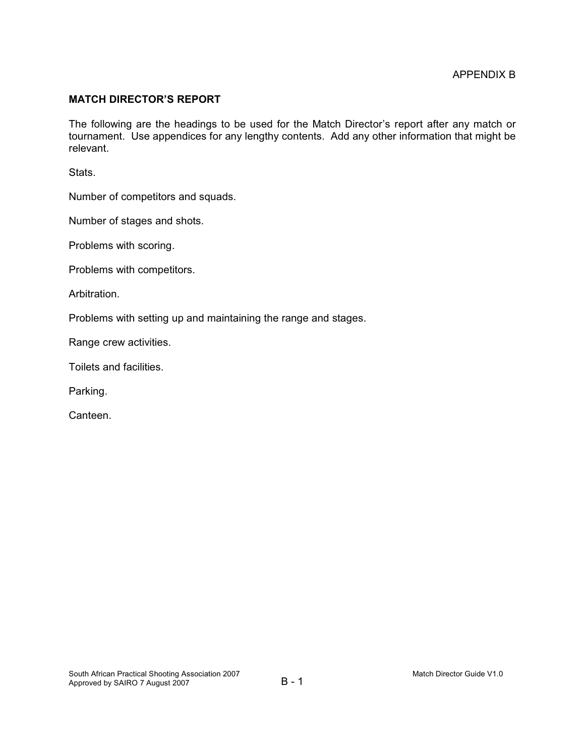APPENDIX B

**MATCH DIRECTOR'S REPORT**

The following are the headings to be used for the Match Director's report after any match or tournament. Use appendices for any lengthy contents. Add any other information that might be relevant.

Stats.

Number of competitors and squads.

Number of stages and shots.

Problems with scoring.

Problems with competitors.

Arbitration.

Problems with setting up and maintaining the range and stages.

Range crew activities.

Toilets and facilities.

Parking.

Canteen.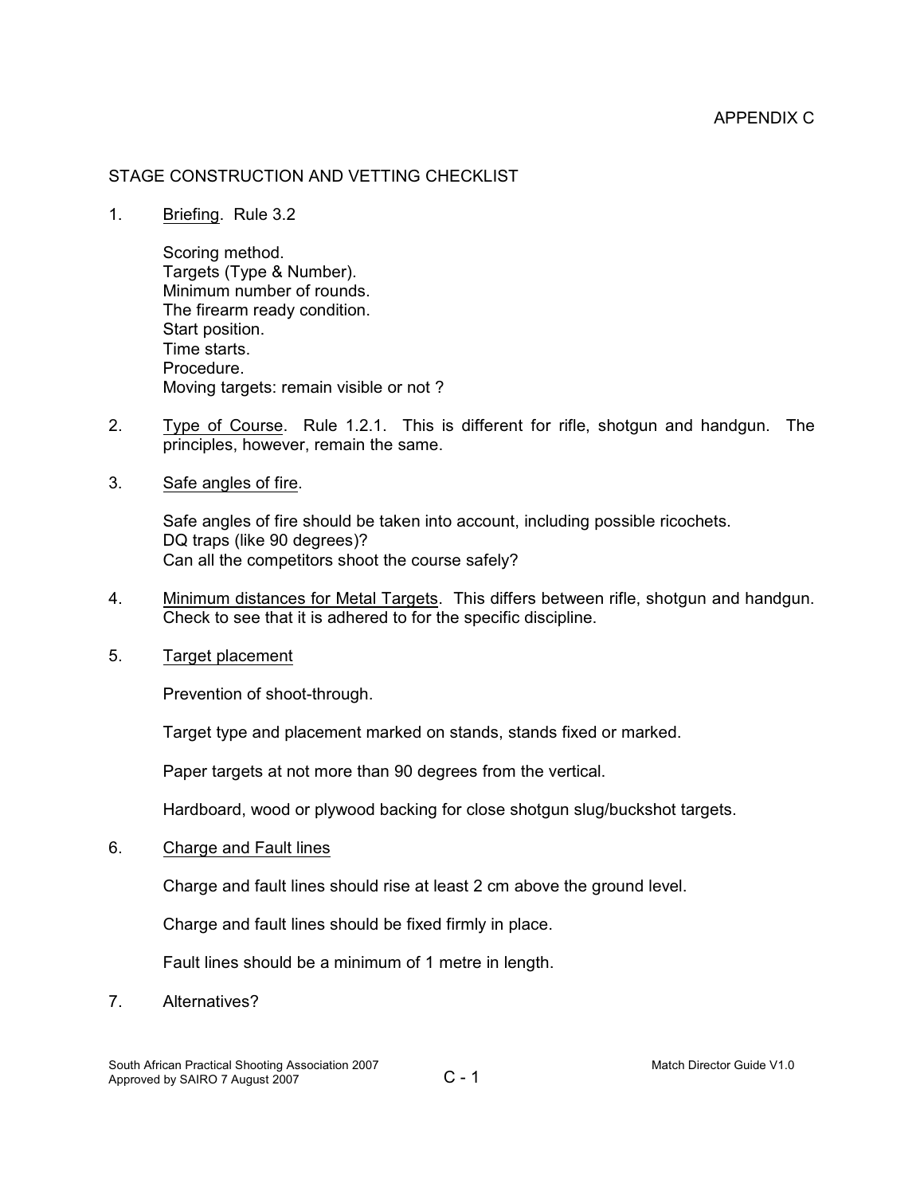APPENDIX C

STAGE CONSTRUCTION AND VETTING CHECKLIST

1. Briefing. Rule 3.2

   Scoring method.
   Targets (Type & Number).
   Minimum number of rounds.
   The firearm ready condition.
   Start position.
   Time starts.
   Procedure.
   Moving targets: remain visible or not ?

2. Type of Course. Rule 1.2.1. This is different for rifle, shotgun and handgun. The principles, however, remain the same.

3. Safe angles of fire.

   Safe angles of fire should be taken into account, including possible ricochets.
   DQ traps (like 90 degrees)?
   Can all the competitors shoot the course safely?

4. Minimum distances for Metal Targets. This differs between rifle, shotgun and handgun. Check to see that it is adhered to for the specific discipline.

5. Target placement

   Prevention of shoot-through.

   Target type and placement marked on stands, stands fixed or marked.

   Paper targets at not more than 90 degrees from the vertical.

   Hardboard, wood or plywood backing for close shotgun slug/buckshot targets.

6. Charge and Fault lines

   Charge and fault lines should rise at least 2 cm above the ground level.

   Charge and fault lines should be fixed firmly in place.

   Fault lines should be a minimum of 1 metre in length.

7. Alternatives?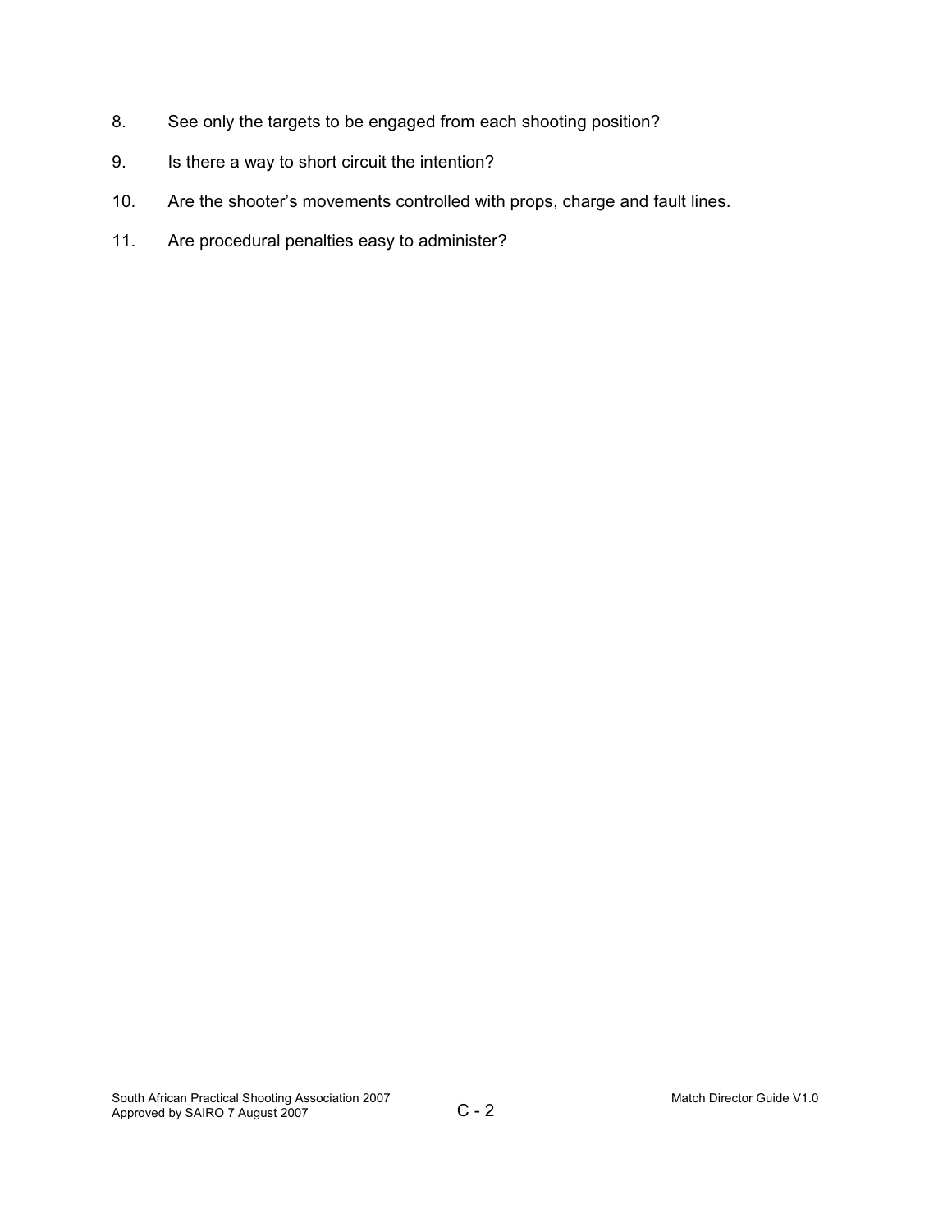8. See only the targets to be engaged from each shooting position?

9. Is there a way to short circuit the intention?

10. Are the shooter's movements controlled with props, charge and fault lines.

11. Are procedural penalties easy to administer?